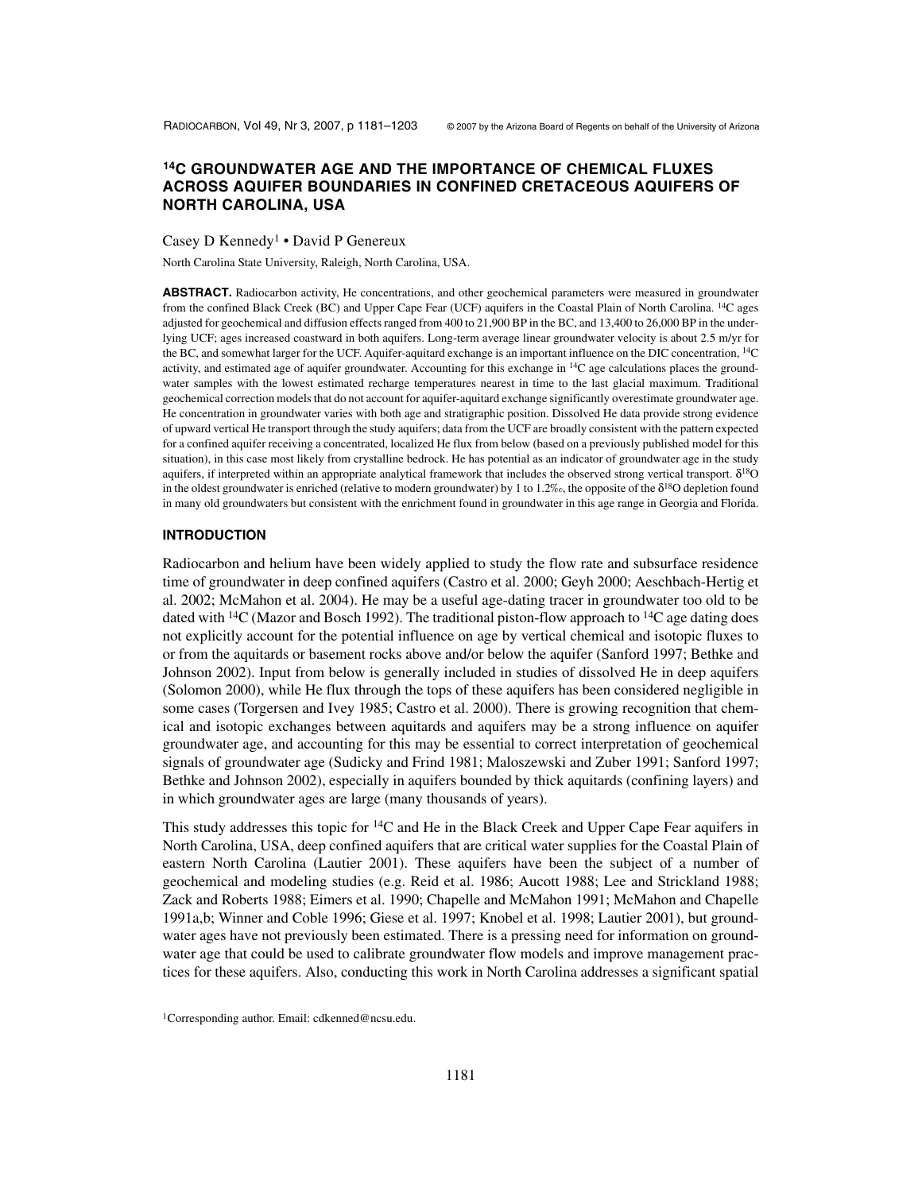# $^{14}C$ GROUNDWATER AGE AND THE IMPORTANCE OF CHEMICAL FLUXES ACROSS AQUIFER BOUNDARIES IN CONFINED CRETACEOUS AQUIFERS OF NORTH CAROLINA, USA

Casey D Kennedy[1] • David P Genereux

North Carolina State University, Raleigh, North Carolina, USA.

**ABSTRACT.** Radiocarbon activity, He concentrations, and other geochemical parameters were measured in groundwater from the confined Black Creek (BC) and Upper Cape Fear (UCF) aquifers in the Coastal Plain of North Carolina. $^{14}C$ ages adjusted for geochemical and diffusion effects ranged from 400 to 21,900 BP in the BC, and 13,400 to 26,000 BP in the underlying UCF; ages increased coastward in both aquifers. Long-term average linear groundwater velocity is about 2.5 m/yr for the BC, and somewhat larger for the UCF. Aquifer-aquitard exchange is an important influence on the DIC concentration, $^{14}C$ activity, and estimated age of aquifer groundwater. Accounting for this exchange in $^{14}C$ age calculations places the groundwater samples with the lowest estimated recharge temperatures nearest in time to the last glacial maximum. Traditional geochemical correction models that do not account for aquifer-aquitard exchange significantly overestimate groundwater age. He concentration in groundwater varies with both age and stratigraphic position. Dissolved He data provide strong evidence of upward vertical He transport through the study aquifers; data from the UCF are broadly consistent with the pattern expected for a confined aquifer receiving a concentrated, localized He flux from below (based on a previously published model for this situation), in this case most likely from crystalline bedrock. He has potential as an indicator of groundwater age in the study aquifers, if interpreted within an appropriate analytical framework that includes the observed strong vertical transport. $\delta^{18}O$ in the oldest groundwater is enriched (relative to modern groundwater) by 1 to 1.2‰, the opposite of the $\delta^{18}O$ depletion found in many old groundwaters but consistent with the enrichment found in groundwater in this age range in Georgia and Florida.

## INTRODUCTION

Radiocarbon and helium have been widely applied to study the flow rate and subsurface residence time of groundwater in deep confined aquifers (Castro et al. 2000; Geyh 2000; Aeschbach-Hertig et al. 2002; McMahon et al. 2004). He may be a useful age-dating tracer in groundwater too old to be dated with $^{14}C$ (Mazor and Bosch 1992). The traditional piston-flow approach to $^{14}C$ age dating does not explicitly account for the potential influence on age by vertical chemical and isotopic fluxes to or from the aquitards or basement rocks above and/or below the aquifer (Sanford 1997; Bethke and Johnson 2002). Input from below is generally included in studies of dissolved He in deep aquifers (Solomon 2000), while He flux through the tops of these aquifers has been considered negligible in some cases (Torgersen and Ivey 1985; Castro et al. 2000). There is growing recognition that chemical and isotopic exchanges between aquitards and aquifers may be a strong influence on aquifer groundwater age, and accounting for this may be essential to correct interpretation of geochemical signals of groundwater age (Sudicky and Frind 1981; Maloszewski and Zuber 1991; Sanford 1997; Bethke and Johnson 2002), especially in aquifers bounded by thick aquitards (confining layers) and in which groundwater ages are large (many thousands of years).

This study addresses this topic for $^{14}C$ and He in the Black Creek and Upper Cape Fear aquifers in North Carolina, USA, deep confined aquifers that are critical water supplies for the Coastal Plain of eastern North Carolina (Lautier 2001). These aquifers have been the subject of a number of geochemical and modeling studies (e.g. Reid et al. 1986; Aucott 1988; Lee and Strickland 1988; Zack and Roberts 1988; Eimers et al. 1990; Chapelle and McMahon 1991; McMahon and Chapelle 1991a,b; Winner and Coble 1996; Giese et al. 1997; Knobel et al. 1998; Lautier 2001), but groundwater ages have not previously been estimated. There is a pressing need for information on groundwater age that could be used to calibrate groundwater flow models and improve management practices for these aquifers. Also, conducting this work in North Carolina addresses a significant spatial

[1]Corresponding author. Email: cdkenned@ncsu.edu.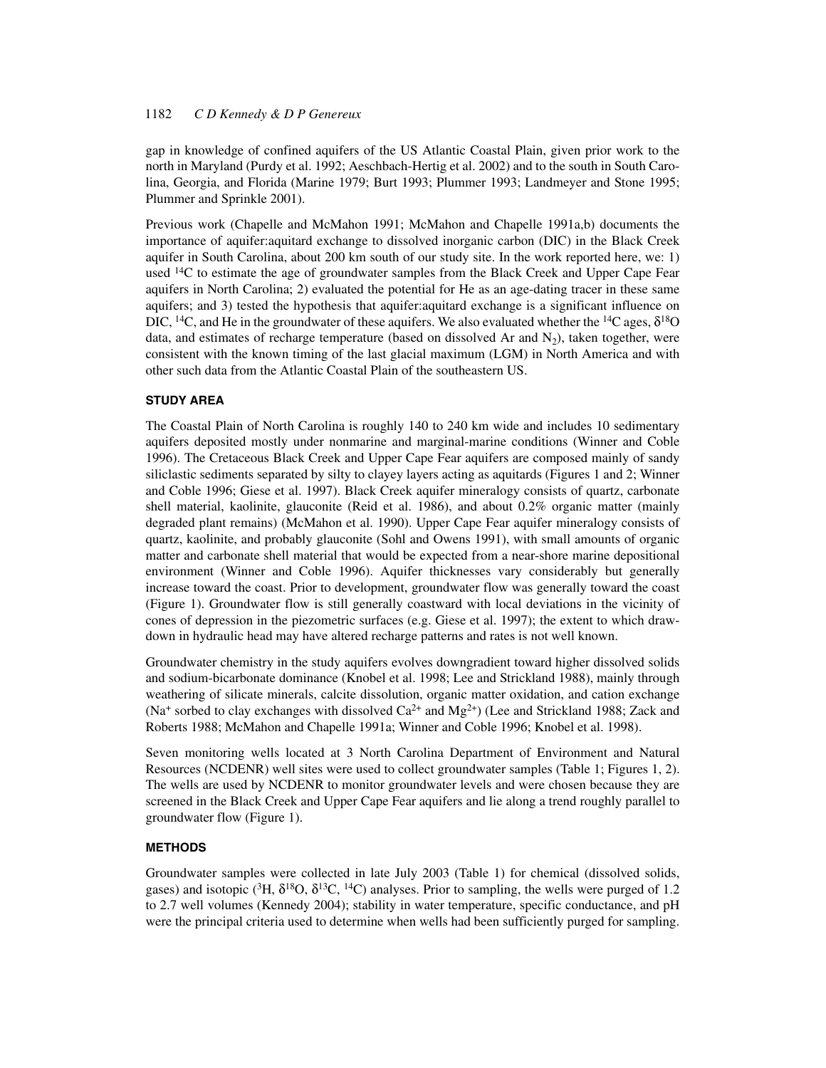gap in knowledge of confined aquifers of the US Atlantic Coastal Plain, given prior work to the north in Maryland (Purdy et al. 1992; Aeschbach-Hertig et al. 2002) and to the south in South Carolina, Georgia, and Florida (Marine 1979; Burt 1993; Plummer 1993; Landmeyer and Stone 1995; Plummer and Sprinkle 2001).

Previous work (Chapelle and McMahon 1991; McMahon and Chapelle 1991a,b) documents the importance of aquifer:aquitard exchange to dissolved inorganic carbon (DIC) in the Black Creek aquifer in South Carolina, about 200 km south of our study site. In the work reported here, we: 1) used $^{14}C$ to estimate the age of groundwater samples from the Black Creek and Upper Cape Fear aquifers in North Carolina; 2) evaluated the potential for He as an age-dating tracer in these same aquifers; and 3) tested the hypothesis that aquifer:aquitard exchange is a significant influence on DIC, $^{14}C$, and He in the groundwater of these aquifers. We also evaluated whether the $^{14}C$ ages, $\delta^{18}O$ data, and estimates of recharge temperature (based on dissolved Ar and $N_2$), taken together, were consistent with the known timing of the last glacial maximum (LGM) in North America and with other such data from the Atlantic Coastal Plain of the southeastern US.

## STUDY AREA

The Coastal Plain of North Carolina is roughly 140 to 240 km wide and includes 10 sedimentary aquifers deposited mostly under nonmarine and marginal-marine conditions (Winner and Coble 1996). The Cretaceous Black Creek and Upper Cape Fear aquifers are composed mainly of sandy siliclastic sediments separated by silty to clayey layers acting as aquitards (Figures 1 and 2; Winner and Coble 1996; Giese et al. 1997). Black Creek aquifer mineralogy consists of quartz, carbonate shell material, kaolinite, glauconite (Reid et al. 1986), and about 0.2% organic matter (mainly degraded plant remains) (McMahon et al. 1990). Upper Cape Fear aquifer mineralogy consists of quartz, kaolinite, and probably glauconite (Sohl and Owens 1991), with small amounts of organic matter and carbonate shell material that would be expected from a near-shore marine depositional environment (Winner and Coble 1996). Aquifer thicknesses vary considerably but generally increase toward the coast. Prior to development, groundwater flow was generally toward the coast (Figure 1). Groundwater flow is still generally coastward with local deviations in the vicinity of cones of depression in the piezometric surfaces (e.g. Giese et al. 1997); the extent to which drawdown in hydraulic head may have altered recharge patterns and rates is not well known.

Groundwater chemistry in the study aquifers evolves downgradient toward higher dissolved solids and sodium-bicarbonate dominance (Knobel et al. 1998; Lee and Strickland 1988), mainly through weathering of silicate minerals, calcite dissolution, organic matter oxidation, and cation exchange ($Na^+$ sorbed to clay exchanges with dissolved $Ca^{2+}$ and $Mg^{2+}$) (Lee and Strickland 1988; Zack and Roberts 1988; McMahon and Chapelle 1991a; Winner and Coble 1996; Knobel et al. 1998).

Seven monitoring wells located at 3 North Carolina Department of Environment and Natural Resources (NCDENR) well sites were used to collect groundwater samples (Table 1; Figures 1, 2). The wells are used by NCDENR to monitor groundwater levels and were chosen because they are screened in the Black Creek and Upper Cape Fear aquifers and lie along a trend roughly parallel to groundwater flow (Figure 1).

## METHODS

Groundwater samples were collected in late July 2003 (Table 1) for chemical (dissolved solids, gases) and isotopic ($^3H$, $\delta^{18}O$, $\delta^{13}C$, $^{14}C$) analyses. Prior to sampling, the wells were purged of 1.2 to 2.7 well volumes (Kennedy 2004); stability in water temperature, specific conductance, and pH were the principal criteria used to determine when wells had been sufficiently purged for sampling.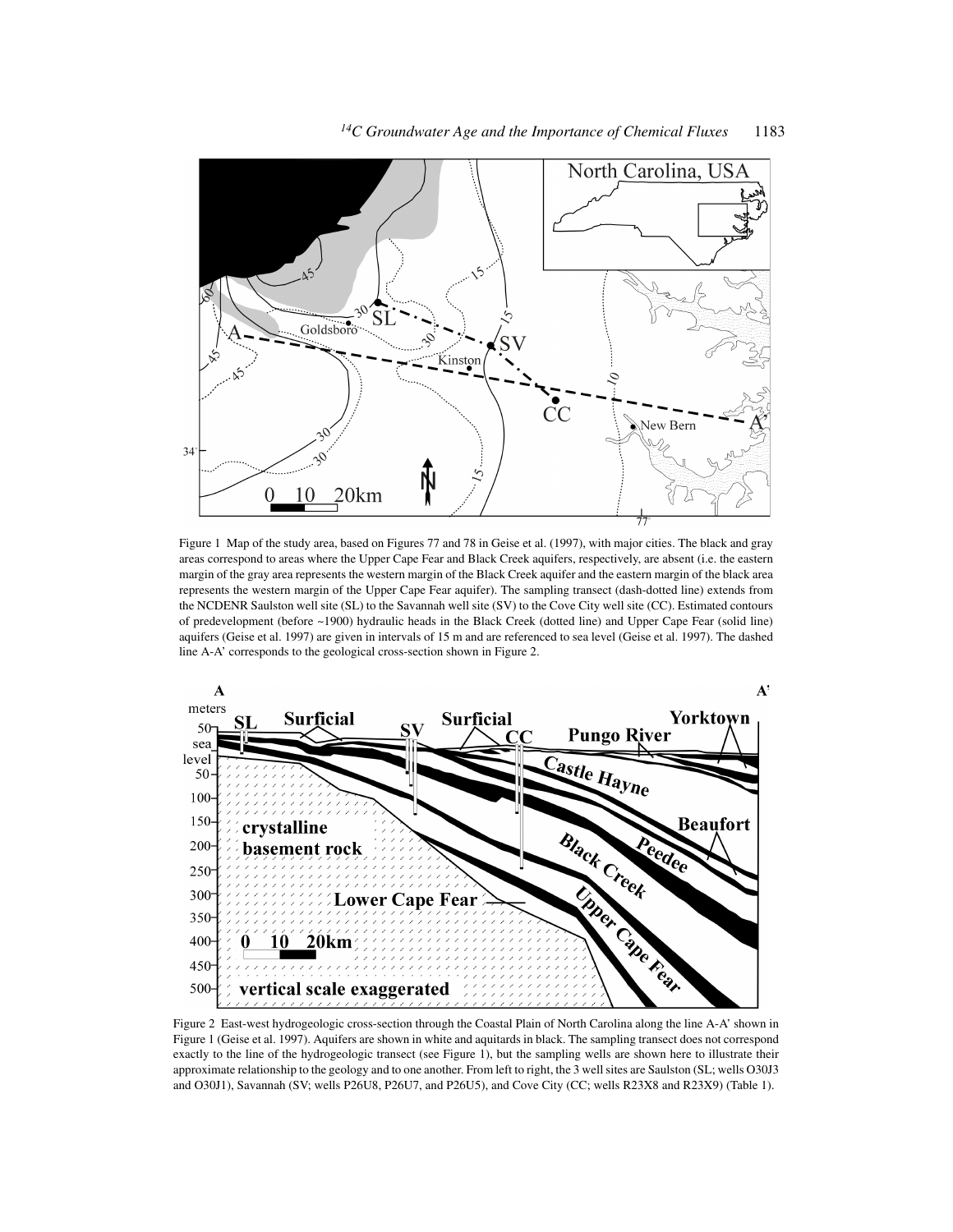Figure 1 Map of the study area, based on Figures 77 and 78 in Geise et al. (1997), with major cities. The black and gray areas correspond to areas where the Upper Cape Fear and Black Creek aquifers, respectively, are absent (i.e. the eastern margin of the gray area represents the western margin of the Black Creek aquifer and the eastern margin of the black area represents the western margin of the Upper Cape Fear aquifer). The sampling transect (dash-dotted line) extends from the NCDENR Saulston well site (SL) to the Savannah well site (SV) to the Cove City well site (CC). Estimated contours of predevelopment (before ~1900) hydraulic heads in the Black Creek (dotted line) and Upper Cape Fear (solid line) aquifers (Geise et al. 1997) are given in intervals of 15 m and are referenced to sea level (Geise et al. 1997). The dashed line A-A' corresponds to the geological cross-section shown in Figure 2.

Figure 2 East-west hydrogeologic cross-section through the Coastal Plain of North Carolina along the line A-A' shown in Figure 1 (Geise et al. 1997). Aquifers are shown in white and aquitards in black. The sampling transect does not correspond exactly to the line of the hydrogeologic transect (see Figure 1), but the sampling wells are shown here to illustrate their approximate relationship to the geology and to one another. From left to right, the 3 well sites are Saulston (SL; wells O30J3 and O30J1), Savannah (SV; wells P26U8, P26U7, and P26U5), and Cove City (CC; wells R23X8 and R23X9) (Table 1).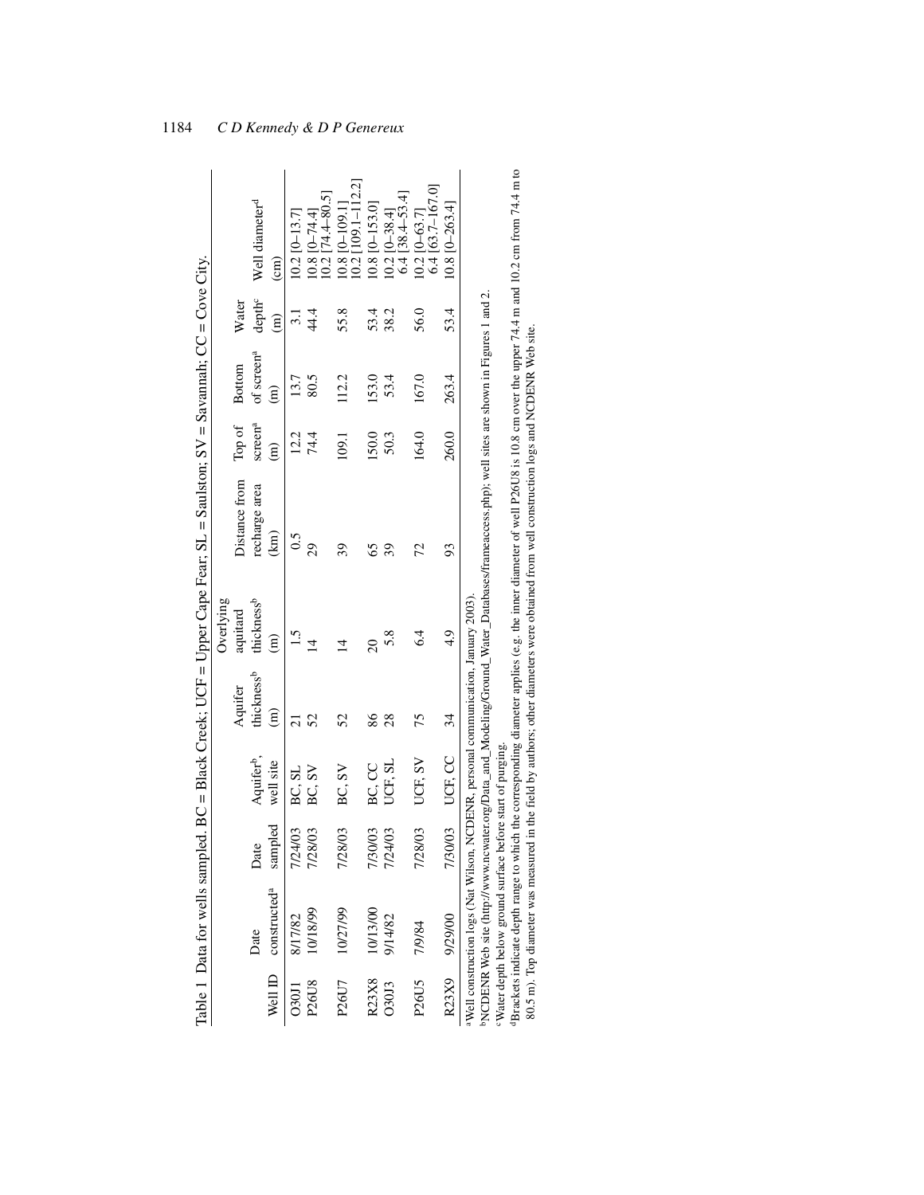Table 1 Data for wells sampled. BC = Black Creek; UCF = Upper Cape Fear; SL = Saulston; SV = Savannah; CC = Cove City.

| Well ID | Date constructed[a] | Date sampled | Aquifer[b], well site | Aquifer thickness[b] (m) | Overlying aquitard thickness[b] (m) | Distance from recharge area (km) | Top of screen[a] (m) | Bottom of screen[a] (m) | Water depth[c] (m) | Well diameter[d] (cm) |
|---|---|---|---|---|---|---|---|---|---|---|
| O30J1 | 8/17/82 | 7/24/03 | BC, SL | 21 | 1.5 | 0.5 | 12.2 | 13.7 | 3.1 | 10.2 [0–13.7] |
| P26U8 | 10/18/99 | 7/28/03 | BC, SV | 52 | 14 | 29 | 74.4 | 80.5 | 44.4 | 10.8 [0–74.4]<br>10.2 [74.4–80.5] |
| P26U7 | 10/27/99 | 7/28/03 | BC, SV | 52 | 14 | 39 | 109.1 | 112.2 | 55.8 | 10.8 [0–109.1]<br>10.2 [109.1–112.2] |
| R23X8 | 10/13/00 | 7/30/03 | BC, CC | 86 | 20 | 65 | 150.0 | 153.0 | 53.4 | 10.8 [0–153.0] |
| O30J3 | 9/14/82 | 7/24/03 | UCF, SL | 28 | 5.8 | 39 | 50.3 | 53.4 | 38.2 | 10.2 [0–38.4]<br>6.4 [38.4–53.4] |
| P26U5 | 7/9/84 | 7/28/03 | UCF, SV | 75 | 6.4 | 72 | 164.0 | 167.0 | 56.0 | 10.2 [0–63.7]<br>6.4 [63.7–167.0] |
| R23X9 | 9/29/00 | 7/30/03 | UCF, CC | 34 | 4.9 | 93 | 260.0 | 263.4 | 53.4 | 10.8 [0–263.4] |

[a]Well construction logs (Nat Wilson, NCDENR, personal communication, January 2003).
[b]NCDENR Web site (http://www.ncwater.org/Data_and_Modeling/Ground_Water_Databases/frameaccess.php); well sites are shown in Figures 1 and 2.
[c]Water depth below ground surface before start of purging.
[d]Brackets indicate depth range to which the corresponding diameter applies (e.g. the inner diameter of well P26U8 is 10.8 cm over the upper 74.4 m and 10.2 cm from 74.4 m to 80.5 m). Top diameter was measured in the field by authors; other diameters were obtained from well construction logs and NCDENR Web site.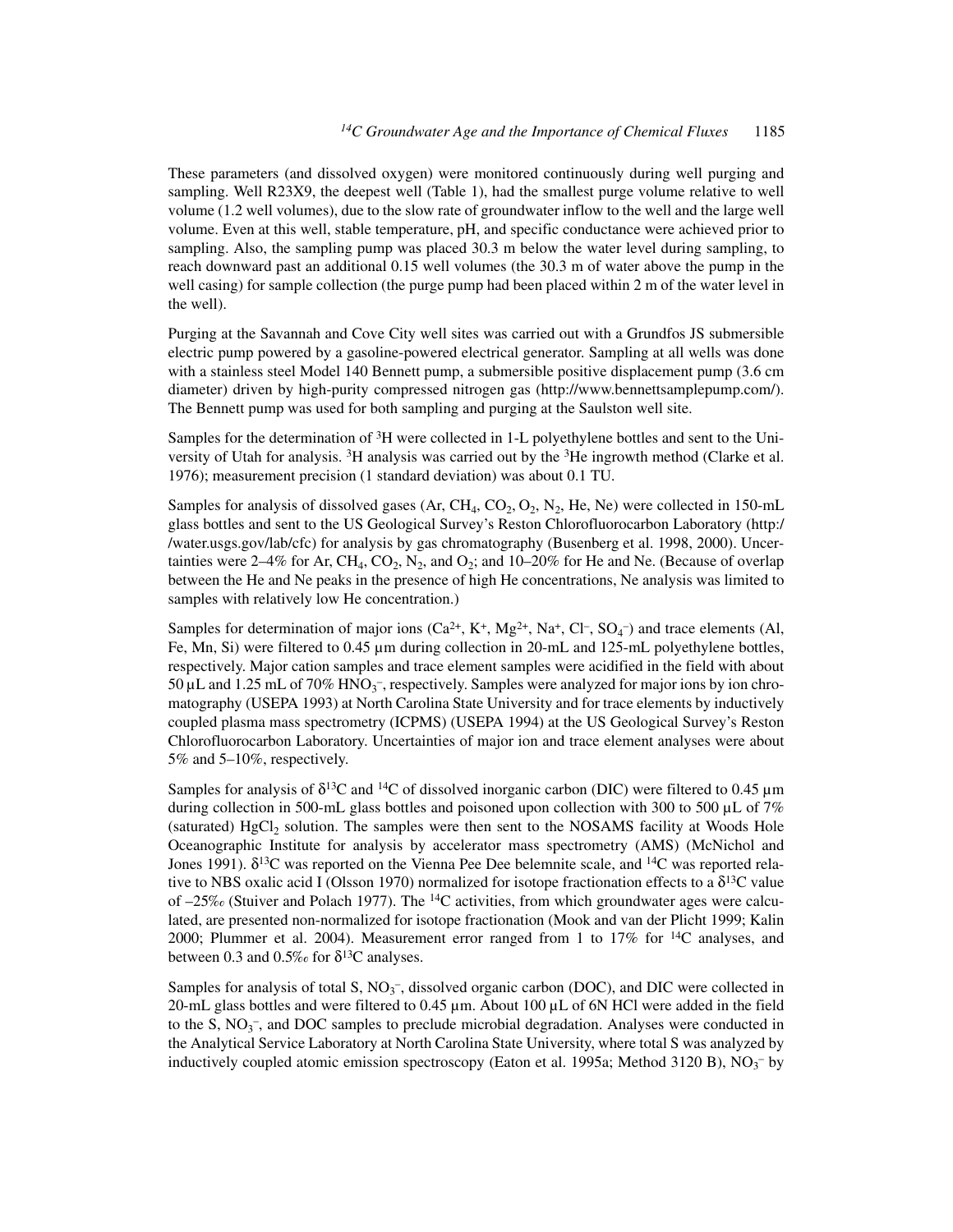These parameters (and dissolved oxygen) were monitored continuously during well purging and sampling. Well R23X9, the deepest well (Table 1), had the smallest purge volume relative to well volume (1.2 well volumes), due to the slow rate of groundwater inflow to the well and the large well volume. Even at this well, stable temperature, pH, and specific conductance were achieved prior to sampling. Also, the sampling pump was placed 30.3 m below the water level during sampling, to reach downward past an additional 0.15 well volumes (the 30.3 m of water above the pump in the well casing) for sample collection (the purge pump had been placed within 2 m of the water level in the well).

Purging at the Savannah and Cove City well sites was carried out with a Grundfos JS submersible electric pump powered by a gasoline-powered electrical generator. Sampling at all wells was done with a stainless steel Model 140 Bennett pump, a submersible positive displacement pump (3.6 cm diameter) driven by high-purity compressed nitrogen gas (http://www.bennettsamplepump.com/). The Bennett pump was used for both sampling and purging at the Saulston well site.

Samples for the determination of $^3$H were collected in 1-L polyethylene bottles and sent to the University of Utah for analysis. $^3$H analysis was carried out by the $^3$He ingrowth method (Clarke et al. 1976); measurement precision (1 standard deviation) was about 0.1 TU.

Samples for analysis of dissolved gases (Ar, $CH_4$, $CO_2$, $O_2$, $N_2$, He, Ne) were collected in 150-mL glass bottles and sent to the US Geological Survey's Reston Chlorofluorocarbon Laboratory (http://water.usgs.gov/lab/cfc) for analysis by gas chromatography (Busenberg et al. 1998, 2000). Uncertainties were 2–4% for Ar, $CH_4$, $CO_2$, $N_2$, and $O_2$; and 10–20% for He and Ne. (Because of overlap between the He and Ne peaks in the presence of high He concentrations, Ne analysis was limited to samples with relatively low He concentration.)

Samples for determination of major ions ($Ca^{2+}$, $K^+$, $Mg^{2+}$, $Na^+$, $Cl^-$, $SO_4^-$) and trace elements (Al, Fe, Mn, Si) were filtered to 0.45 µm during collection in 20-mL and 125-mL polyethylene bottles, respectively. Major cation samples and trace element samples were acidified in the field with about 50 µL and 1.25 mL of 70% $HNO_3^-$, respectively. Samples were analyzed for major ions by ion chromatography (USEPA 1993) at North Carolina State University and for trace elements by inductively coupled plasma mass spectrometry (ICPMS) (USEPA 1994) at the US Geological Survey's Reston Chlorofluorocarbon Laboratory. Uncertainties of major ion and trace element analyses were about 5% and 5–10%, respectively.

Samples for analysis of $\delta^{13}$C and $^{14}$C of dissolved inorganic carbon (DIC) were filtered to 0.45 µm during collection in 500-mL glass bottles and poisoned upon collection with 300 to 500 µL of 7% (saturated) $HgCl_2$ solution. The samples were then sent to the NOSAMS facility at Woods Hole Oceanographic Institute for analysis by accelerator mass spectrometry (AMS) (McNichol and Jones 1991). $\delta^{13}$C was reported on the Vienna Pee Dee belemnite scale, and $^{14}$C was reported relative to NBS oxalic acid I (Olsson 1970) normalized for isotope fractionation effects to a $\delta^{13}$C value of –25‰ (Stuiver and Polach 1977). The $^{14}$C activities, from which groundwater ages were calculated, are presented non-normalized for isotope fractionation (Mook and van der Plicht 1999; Kalin 2000; Plummer et al. 2004). Measurement error ranged from 1 to 17% for $^{14}$C analyses, and between 0.3 and 0.5‰ for $\delta^{13}$C analyses.

Samples for analysis of total S, $NO_3^-$, dissolved organic carbon (DOC), and DIC were collected in 20-mL glass bottles and were filtered to 0.45 µm. About 100 µL of 6N HCl were added in the field to the S, $NO_3^-$, and DOC samples to preclude microbial degradation. Analyses were conducted in the Analytical Service Laboratory at North Carolina State University, where total S was analyzed by inductively coupled atomic emission spectroscopy (Eaton et al. 1995a; Method 3120 B), $NO_3^-$ by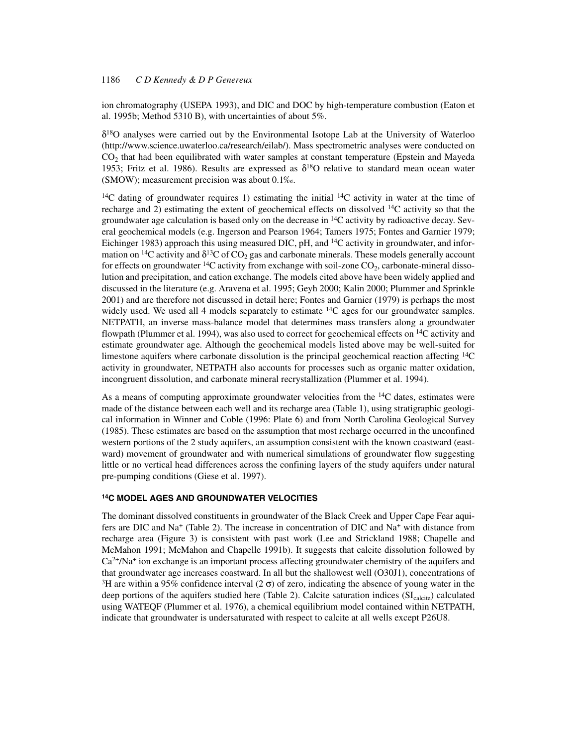ion chromatography (USEPA 1993), and DIC and DOC by high-temperature combustion (Eaton et al. 1995b; Method 5310 B), with uncertainties of about 5%.

$\delta^{18}O$ analyses were carried out by the Environmental Isotope Lab at the University of Waterloo (http://www.science.uwaterloo.ca/research/eilab/). Mass spectrometric analyses were conducted on $CO_2$ that had been equilibrated with water samples at constant temperature (Epstein and Mayeda 1953; Fritz et al. 1986). Results are expressed as $\delta^{18}O$ relative to standard mean ocean water (SMOW); measurement precision was about 0.1‰.

$^{14}C$ dating of groundwater requires 1) estimating the initial $^{14}C$ activity in water at the time of recharge and 2) estimating the extent of geochemical effects on dissolved $^{14}C$ activity so that the groundwater age calculation is based only on the decrease in $^{14}C$ activity by radioactive decay. Several geochemical models (e.g. Ingerson and Pearson 1964; Tamers 1975; Fontes and Garnier 1979; Eichinger 1983) approach this using measured DIC, pH, and $^{14}C$ activity in groundwater, and information on $^{14}C$ activity and $\delta^{13}C$ of $CO_2$ gas and carbonate minerals. These models generally account for effects on groundwater $^{14}C$ activity from exchange with soil-zone $CO_2$, carbonate-mineral dissolution and precipitation, and cation exchange. The models cited above have been widely applied and discussed in the literature (e.g. Aravena et al. 1995; Geyh 2000; Kalin 2000; Plummer and Sprinkle 2001) and are therefore not discussed in detail here; Fontes and Garnier (1979) is perhaps the most widely used. We used all 4 models separately to estimate $^{14}C$ ages for our groundwater samples. NETPATH, an inverse mass-balance model that determines mass transfers along a groundwater flowpath (Plummer et al. 1994), was also used to correct for geochemical effects on $^{14}C$ activity and estimate groundwater age. Although the geochemical models listed above may be well-suited for limestone aquifers where carbonate dissolution is the principal geochemical reaction affecting $^{14}C$ activity in groundwater, NETPATH also accounts for processes such as organic matter oxidation, incongruent dissolution, and carbonate mineral recrystallization (Plummer et al. 1994).

As a means of computing approximate groundwater velocities from the $^{14}C$ dates, estimates were made of the distance between each well and its recharge area (Table 1), using stratigraphic geological information in Winner and Coble (1996: Plate 6) and from North Carolina Geological Survey (1985). These estimates are based on the assumption that most recharge occurred in the unconfined western portions of the 2 study aquifers, an assumption consistent with the known coastward (eastward) movement of groundwater and with numerical simulations of groundwater flow suggesting little or no vertical head differences across the confining layers of the study aquifers under natural pre-pumping conditions (Giese et al. 1997).

## $^{14}C$ MODEL AGES AND GROUNDWATER VELOCITIES

The dominant dissolved constituents in groundwater of the Black Creek and Upper Cape Fear aquifers are DIC and $Na^+$ (Table 2). The increase in concentration of DIC and $Na^+$ with distance from recharge area (Figure 3) is consistent with past work (Lee and Strickland 1988; Chapelle and McMahon 1991; McMahon and Chapelle 1991b). It suggests that calcite dissolution followed by $Ca^{2+}/Na^+$ ion exchange is an important process affecting groundwater chemistry of the aquifers and that groundwater age increases coastward. In all but the shallowest well (O30J1), concentrations of $^3H$ are within a 95% confidence interval (2 $\sigma$) of zero, indicating the absence of young water in the deep portions of the aquifers studied here (Table 2). Calcite saturation indices ($SI_{calcite}$) calculated using WATEQF (Plummer et al. 1976), a chemical equilibrium model contained within NETPATH, indicate that groundwater is undersaturated with respect to calcite at all wells except P26U8.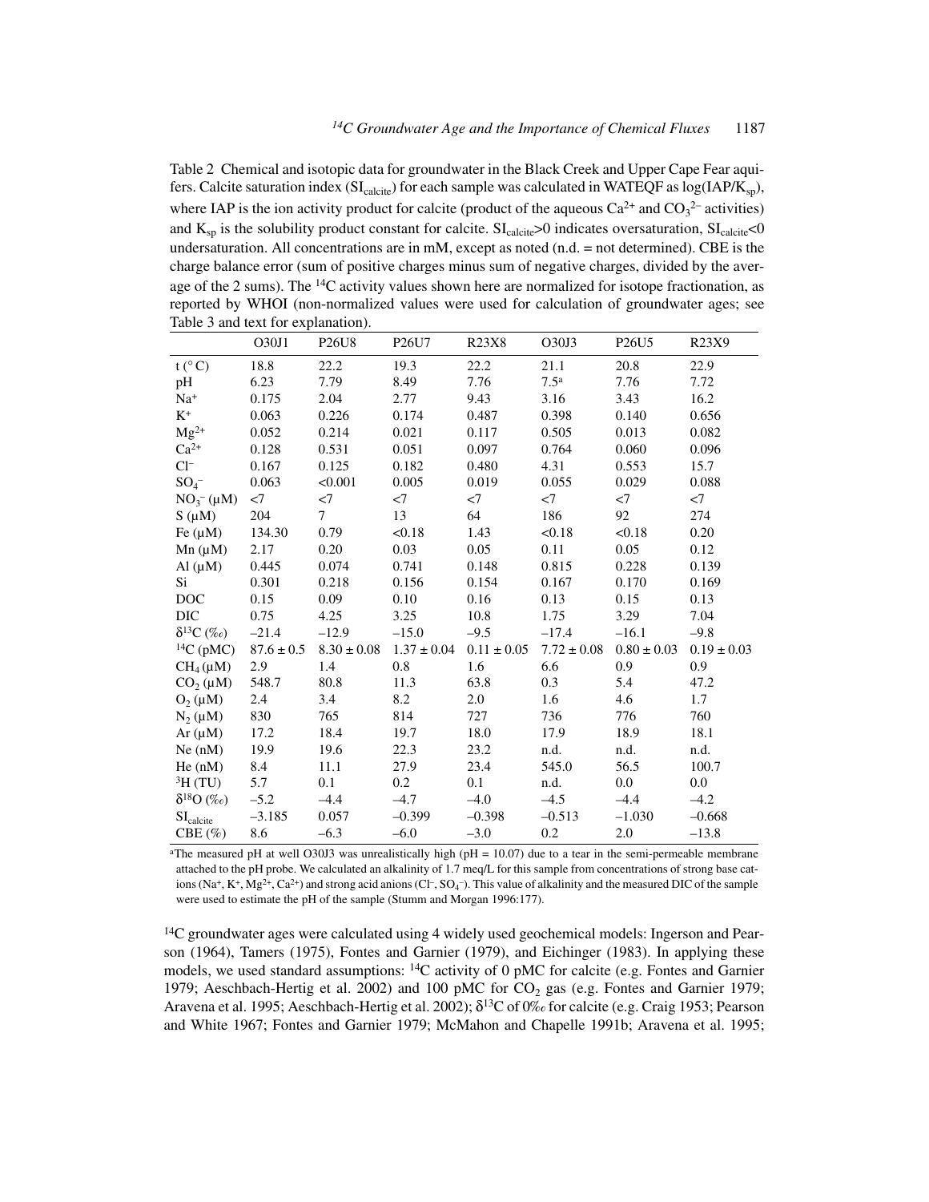Table 2 Chemical and isotopic data for groundwater in the Black Creek and Upper Cape Fear aquifers. Calcite saturation index ($SI_{calcite}$) for each sample was calculated in WATEQF as $\log(IAP/K_{sp})$, where IAP is the ion activity product for calcite (product of the aqueous $Ca^{2+}$ and $CO_3^{2-}$ activities) and $K_{sp}$ is the solubility product constant for calcite. $SI_{calcite}>0$ indicates oversaturation, $SI_{calcite}<0$ undersaturation. All concentrations are in mM, except as noted (n.d. = not determined). CBE is the charge balance error (sum of positive charges minus sum of negative charges, divided by the average of the 2 sums). The $^{14}C$ activity values shown here are normalized for isotope fractionation, as reported by WHOI (non-normalized values were used for calculation of groundwater ages; see Table 3 and text for explanation).

| | O30J1 | P26U8 | P26U7 | R23X8 | O30J3 | P26U5 | R23X9 |
|---|---|---|---|---|---|---|---|
| t (°C) | 18.8 | 22.2 | 19.3 | 22.2 | 21.1 | 20.8 | 22.9 |
| pH | 6.23 | 7.79 | 8.49 | 7.76 | 7.5[a] | 7.76 | 7.72 |
| $Na^+$ | 0.175 | 2.04 | 2.77 | 9.43 | 3.16 | 3.43 | 16.2 |
| $K^+$ | 0.063 | 0.226 | 0.174 | 0.487 | 0.398 | 0.140 | 0.656 |
| $Mg^{2+}$ | 0.052 | 0.214 | 0.021 | 0.117 | 0.505 | 0.013 | 0.082 |
| $Ca^{2+}$ | 0.128 | 0.531 | 0.051 | 0.097 | 0.764 | 0.060 | 0.096 |
| $Cl^-$ | 0.167 | 0.125 | 0.182 | 0.480 | 4.31 | 0.553 | 15.7 |
| $SO_4^-$ | 0.063 | <0.001 | 0.005 | 0.019 | 0.055 | 0.029 | 0.088 |
| $NO_3^-$ (μM) | <7 | <7 | <7 | <7 | <7 | <7 | <7 |
| S (μM) | 204 | 7 | 13 | 64 | 186 | 92 | 274 |
| Fe (μM) | 134.30 | 0.79 | <0.18 | 1.43 | <0.18 | <0.18 | 0.20 |
| Mn (μM) | 2.17 | 0.20 | 0.03 | 0.05 | 0.11 | 0.05 | 0.12 |
| Al (μM) | 0.445 | 0.074 | 0.741 | 0.148 | 0.815 | 0.228 | 0.139 |
| Si | 0.301 | 0.218 | 0.156 | 0.154 | 0.167 | 0.170 | 0.169 |
| DOC | 0.15 | 0.09 | 0.10 | 0.16 | 0.13 | 0.15 | 0.13 |
| DIC | 0.75 | 4.25 | 3.25 | 10.8 | 1.75 | 3.29 | 7.04 |
| $\delta^{13}C$ (‰) | –21.4 | –12.9 | –15.0 | –9.5 | –17.4 | –16.1 | –9.8 |
| $^{14}C$ (pMC) | 87.6 ± 0.5 | 8.30 ± 0.08 | 1.37 ± 0.04 | 0.11 ± 0.05 | 7.72 ± 0.08 | 0.80 ± 0.03 | 0.19 ± 0.03 |
| $CH_4$ (μM) | 2.9 | 1.4 | 0.8 | 1.6 | 6.6 | 0.9 | 0.9 |
| $CO_2$ (μM) | 548.7 | 80.8 | 11.3 | 63.8 | 0.3 | 5.4 | 47.2 |
| $O_2$ (μM) | 2.4 | 3.4 | 8.2 | 2.0 | 1.6 | 4.6 | 1.7 |
| $N_2$ (μM) | 830 | 765 | 814 | 727 | 736 | 776 | 760 |
| Ar (μM) | 17.2 | 18.4 | 19.7 | 18.0 | 17.9 | 18.9 | 18.1 |
| Ne (nM) | 19.9 | 19.6 | 22.3 | 23.2 | n.d. | n.d. | n.d. |
| He (nM) | 8.4 | 11.1 | 27.9 | 23.4 | 545.0 | 56.5 | 100.7 |
| $^3H$ (TU) | 5.7 | 0.1 | 0.2 | 0.1 | n.d. | 0.0 | 0.0 |
| $\delta^{18}O$ (‰) | –5.2 | –4.4 | –4.7 | –4.0 | –4.5 | –4.4 | –4.2 |
| $SI_{calcite}$ | –3.185 | 0.057 | –0.399 | –0.398 | –0.513 | –1.030 | –0.668 |
| CBE (%) | 8.6 | –6.3 | –6.0 | –3.0 | 0.2 | 2.0 | –13.8 |

[a]The measured pH at well O30J3 was unrealistically high (pH = 10.07) due to a tear in the semi-permeable membrane attached to the pH probe. We calculated an alkalinity of 1.7 meq/L for this sample from concentrations of strong base cations ($Na^+$, $K^+$, $Mg^{2+}$, $Ca^{2+}$) and strong acid anions ($Cl^-$, $SO_4^-$). This value of alkalinity and the measured DIC of the sample were used to estimate the pH of the sample (Stumm and Morgan 1996:177).

$^{14}C$ groundwater ages were calculated using 4 widely used geochemical models: Ingerson and Pearson (1964), Tamers (1975), Fontes and Garnier (1979), and Eichinger (1983). In applying these models, we used standard assumptions: $^{14}C$ activity of 0 pMC for calcite (e.g. Fontes and Garnier 1979; Aeschbach-Hertig et al. 2002) and 100 pMC for $CO_2$ gas (e.g. Fontes and Garnier 1979; Aravena et al. 1995; Aeschbach-Hertig et al. 2002); $\delta^{13}C$ of 0‰ for calcite (e.g. Craig 1953; Pearson and White 1967; Fontes and Garnier 1979; McMahon and Chapelle 1991b; Aravena et al. 1995;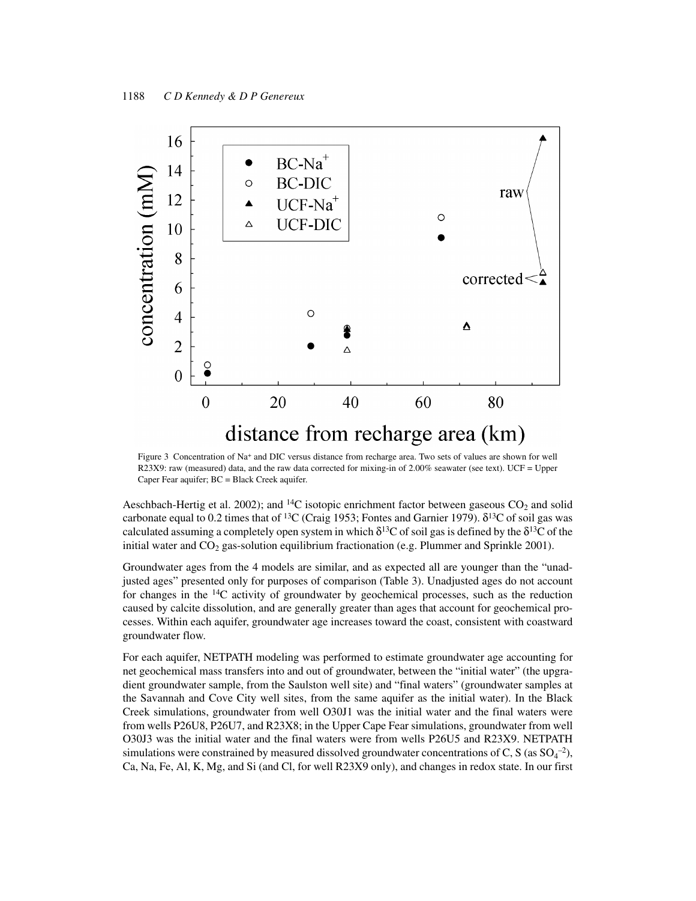Figure 3 Concentration of $Na^+$ and DIC versus distance from recharge area. Two sets of values are shown for well R23X9: raw (measured) data, and the raw data corrected for mixing-in of 2.00% seawater (see text). UCF = Upper Caper Fear aquifer; BC = Black Creek aquifer.

Aeschbach-Hertig et al. 2002); and $^{14}C$ isotopic enrichment factor between gaseous $CO_2$ and solid carbonate equal to 0.2 times that of $^{13}C$ (Craig 1953; Fontes and Garnier 1979). $\delta^{13}C$ of soil gas was calculated assuming a completely open system in which $\delta^{13}C$ of soil gas is defined by the $\delta^{13}C$ of the initial water and $CO_2$ gas-solution equilibrium fractionation (e.g. Plummer and Sprinkle 2001).

Groundwater ages from the 4 models are similar, and as expected all are younger than the "unadjusted ages" presented only for purposes of comparison (Table 3). Unadjusted ages do not account for changes in the $^{14}C$ activity of groundwater by geochemical processes, such as the reduction caused by calcite dissolution, and are generally greater than ages that account for geochemical processes. Within each aquifer, groundwater age increases toward the coast, consistent with coastward groundwater flow.

For each aquifer, NETPATH modeling was performed to estimate groundwater age accounting for net geochemical mass transfers into and out of groundwater, between the "initial water" (the upgradient groundwater sample, from the Saulston well site) and "final waters" (groundwater samples at the Savannah and Cove City well sites, from the same aquifer as the initial water). In the Black Creek simulations, groundwater from well O30J1 was the initial water and the final waters were from wells P26U8, P26U7, and R23X8; in the Upper Cape Fear simulations, groundwater from well O30J3 was the initial water and the final waters were from wells P26U5 and R23X9. NETPATH simulations were constrained by measured dissolved groundwater concentrations of C, S (as $SO_4^{-2}$), Ca, Na, Fe, Al, K, Mg, and Si (and Cl, for well R23X9 only), and changes in redox state. In our first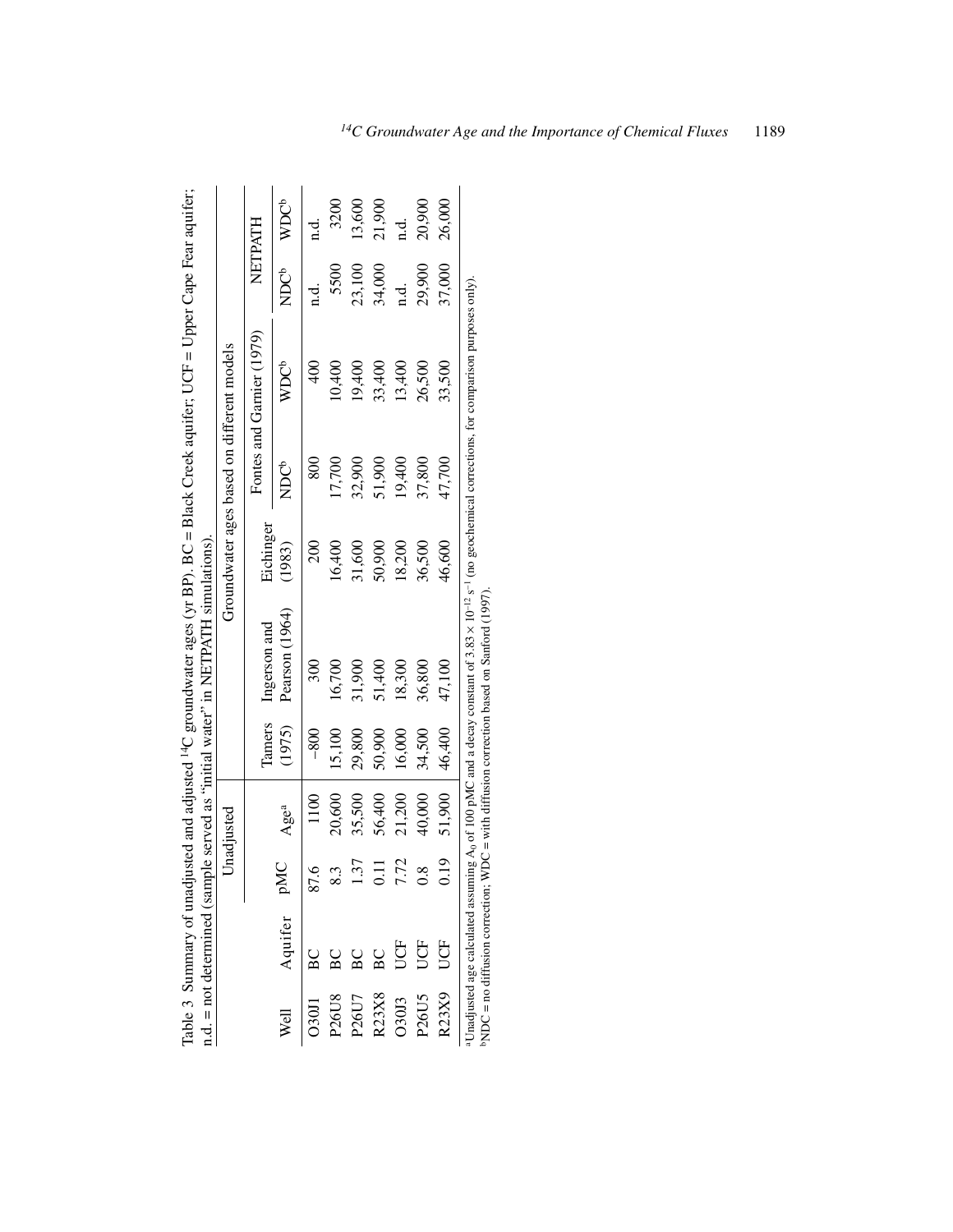Table 3 Summary of unadjusted and adjusted $^{14}C$ groundwater ages (yr BP). BC = Black Creek aquifer; UCF = Upper Cape Fear aquifer; n.d. = not determined (sample served as "initial water" in NETPATH simulations).

| | | Unadjusted | | Groundwater ages based on different models | | | | | | |
|---|---|---|---|---|---|---|---|---|---|---|
| | | | | | | | Fontes and Garnier (1979) | | NETPATH | |
| Well | Aquifer | pMC | Age[a] | Tamers (1975) | Ingerson and Pearson (1964) | Eichinger (1983) | NDC[b] | WDC[b] | NDC[b] | WDC[b] |
| O30J1 | BC | 87.6 | 1100 | −800 | 300 | 200 | 800 | 400 | n.d. | n.d. |
| P26U8 | BC | 8.3 | 20,600 | 15,100 | 16,700 | 16,400 | 17,700 | 10,400 | 5500 | 3200 |
| P26U7 | BC | 1.37 | 35,500 | 29,800 | 31,900 | 31,600 | 32,900 | 19,400 | 23,100 | 13,600 |
| R23X8 | BC | 0.11 | 56,400 | 50,900 | 51,400 | 50,900 | 51,900 | 33,400 | 34,000 | 21,900 |
| O30J3 | UCF | 7.72 | 21,200 | 16,000 | 18,300 | 18,200 | 19,400 | 13,400 | n.d. | n.d. |
| P26U5 | UCF | 0.8 | 40,000 | 34,500 | 36,800 | 36,500 | 37,800 | 26,500 | 29,900 | 20,900 |
| R23X9 | UCF | 0.19 | 51,900 | 46,400 | 47,100 | 46,600 | 47,700 | 33,500 | 37,000 | 26,000 |

[a]Unadjusted age calculated assuming $A_0$ of 100 pMC and a decay constant of $3.83 \times 10^{-12}$ $s^{-1}$ (no geochemical corrections, for comparison purposes only).
[b]NDC = no diffusion correction; WDC = with diffusion correction based on Sanford (1997).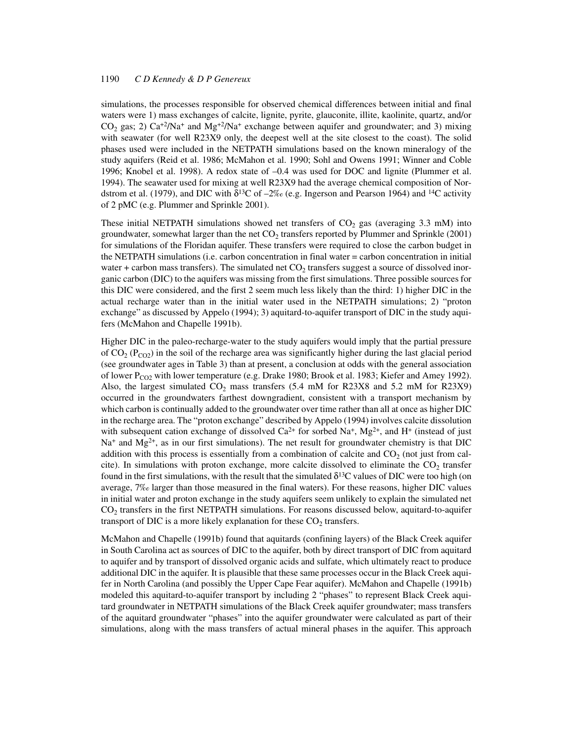simulations, the processes responsible for observed chemical differences between initial and final waters were 1) mass exchanges of calcite, lignite, pyrite, glauconite, illite, kaolinite, quartz, and/or $CO_2$ gas; 2) $Ca^{+2}/Na^{+}$ and $Mg^{+2}/Na^{+}$ exchange between aquifer and groundwater; and 3) mixing with seawater (for well R23X9 only, the deepest well at the site closest to the coast). The solid phases used were included in the NETPATH simulations based on the known mineralogy of the study aquifers (Reid et al. 1986; McMahon et al. 1990; Sohl and Owens 1991; Winner and Coble 1996; Knobel et al. 1998). A redox state of –0.4 was used for DOC and lignite (Plummer et al. 1994). The seawater used for mixing at well R23X9 had the average chemical composition of Nordstrom et al. (1979), and DIC with $\delta^{13}C$ of –2‰ (e.g. Ingerson and Pearson 1964) and $^{14}C$ activity of 2 pMC (e.g. Plummer and Sprinkle 2001).

These initial NETPATH simulations showed net transfers of $CO_2$ gas (averaging 3.3 mM) into groundwater, somewhat larger than the net $CO_2$ transfers reported by Plummer and Sprinkle (2001) for simulations of the Floridan aquifer. These transfers were required to close the carbon budget in the NETPATH simulations (i.e. carbon concentration in final water = carbon concentration in initial water + carbon mass transfers). The simulated net $CO_2$ transfers suggest a source of dissolved inorganic carbon (DIC) to the aquifers was missing from the first simulations. Three possible sources for this DIC were considered, and the first 2 seem much less likely than the third: 1) higher DIC in the actual recharge water than in the initial water used in the NETPATH simulations; 2) "proton exchange" as discussed by Appelo (1994); 3) aquitard-to-aquifer transport of DIC in the study aquifers (McMahon and Chapelle 1991b).

Higher DIC in the paleo-recharge-water to the study aquifers would imply that the partial pressure of $CO_2$ ($P_{CO2}$) in the soil of the recharge area was significantly higher during the last glacial period (see groundwater ages in Table 3) than at present, a conclusion at odds with the general association of lower $P_{CO2}$ with lower temperature (e.g. Drake 1980; Brook et al. 1983; Kiefer and Amey 1992). Also, the largest simulated $CO_2$ mass transfers (5.4 mM for R23X8 and 5.2 mM for R23X9) occurred in the groundwaters farthest downgradient, consistent with a transport mechanism by which carbon is continually added to the groundwater over time rather than all at once as higher DIC in the recharge area. The "proton exchange" described by Appelo (1994) involves calcite dissolution with subsequent cation exchange of dissolved $Ca^{2+}$ for sorbed $Na^{+}$, $Mg^{2+}$, and $H^{+}$ (instead of just $Na^{+}$ and $Mg^{2+}$, as in our first simulations). The net result for groundwater chemistry is that DIC addition with this process is essentially from a combination of calcite and $CO_2$ (not just from calcite). In simulations with proton exchange, more calcite dissolved to eliminate the $CO_2$ transfer found in the first simulations, with the result that the simulated $\delta^{13}C$ values of DIC were too high (on average, 7‰ larger than those measured in the final waters). For these reasons, higher DIC values in initial water and proton exchange in the study aquifers seem unlikely to explain the simulated net $CO_2$ transfers in the first NETPATH simulations. For reasons discussed below, aquitard-to-aquifer transport of DIC is a more likely explanation for these $CO_2$ transfers.

McMahon and Chapelle (1991b) found that aquitards (confining layers) of the Black Creek aquifer in South Carolina act as sources of DIC to the aquifer, both by direct transport of DIC from aquitard to aquifer and by transport of dissolved organic acids and sulfate, which ultimately react to produce additional DIC in the aquifer. It is plausible that these same processes occur in the Black Creek aquifer in North Carolina (and possibly the Upper Cape Fear aquifer). McMahon and Chapelle (1991b) modeled this aquitard-to-aquifer transport by including 2 "phases" to represent Black Creek aquitard groundwater in NETPATH simulations of the Black Creek aquifer groundwater; mass transfers of the aquitard groundwater "phases" into the aquifer groundwater were calculated as part of their simulations, along with the mass transfers of actual mineral phases in the aquifer. This approach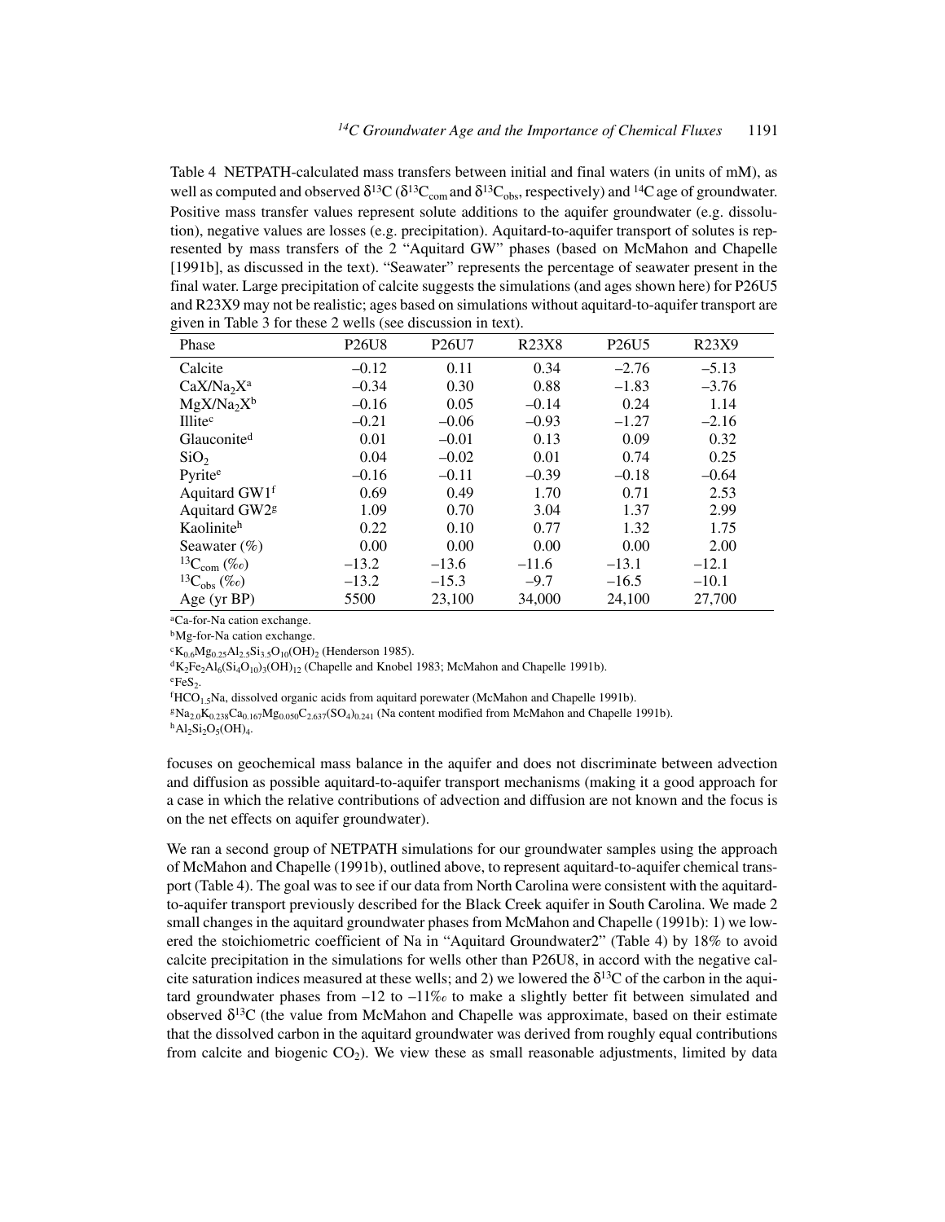Table 4 NETPATH-calculated mass transfers between initial and final waters (in units of mM), as well as computed and observed $\delta^{13}C$ ($\delta^{13}C_{com}$ and $\delta^{13}C_{obs}$, respectively) and $^{14}C$ age of groundwater. Positive mass transfer values represent solute additions to the aquifer groundwater (e.g. dissolution), negative values are losses (e.g. precipitation). Aquitard-to-aquifer transport of solutes is represented by mass transfers of the 2 "Aquitard GW" phases (based on McMahon and Chapelle [1991b], as discussed in the text). "Seawater" represents the percentage of seawater present in the final water. Large precipitation of calcite suggests the simulations (and ages shown here) for P26U5 and R23X9 may not be realistic; ages based on simulations without aquitard-to-aquifer transport are given in Table 3 for these 2 wells (see discussion in text).

| Phase | P26U8 | P26U7 | R23X8 | P26U5 | R23X9 |
|---|---|---|---|---|---|
| Calcite | –0.12 | 0.11 | 0.34 | –2.76 | –5.13 |
| $CaX/Na_2X$[a] | –0.34 | 0.30 | 0.88 | –1.83 | –3.76 |
| $MgX/Na_2X$[b] | –0.16 | 0.05 | –0.14 | 0.24 | 1.14 |
| Illite[c] | –0.21 | –0.06 | –0.93 | –1.27 | –2.16 |
| Glauconite[d] | 0.01 | –0.01 | 0.13 | 0.09 | 0.32 |
| $SiO_2$ | 0.04 | –0.02 | 0.01 | 0.74 | 0.25 |
| Pyrite[e] | –0.16 | –0.11 | –0.39 | –0.18 | –0.64 |
| Aquitard GW1[f] | 0.69 | 0.49 | 1.70 | 0.71 | 2.53 |
| Aquitard GW2[g] | 1.09 | 0.70 | 3.04 | 1.37 | 2.99 |
| Kaolinite[h] | 0.22 | 0.10 | 0.77 | 1.32 | 1.75 |
| Seawater (%) | 0.00 | 0.00 | 0.00 | 0.00 | 2.00 |
| $^{13}C_{com}$ (‰) | –13.2 | –13.6 | –11.6 | –13.1 | –12.1 |
| $^{13}C_{obs}$ (‰) | –13.2 | –15.3 | –9.7 | –16.5 | –10.1 |
| Age (yr BP) | 5500 | 23,100 | 34,000 | 24,100 | 27,700 |

[a]Ca-for-Na cation exchange.
[b]Mg-for-Na cation exchange.
[c]$K_{0.6}Mg_{0.25}Al_{2.5}Si_{3.5}O_{10}(OH)_2$ (Henderson 1985).
[d]$K_2Fe_2Al_6(Si_4O_{10})_3(OH)_{12}$ (Chapelle and Knobel 1983; McMahon and Chapelle 1991b).
[e]$FeS_2$.
[f]$HCO_{1.5}Na$, dissolved organic acids from aquitard porewater (McMahon and Chapelle 1991b).
[g]$Na_{2.0}K_{0.238}Ca_{0.167}Mg_{0.050}C_{2.637}(SO_4)_{0.241}$ (Na content modified from McMahon and Chapelle 1991b).
[h]$Al_2Si_2O_5(OH)_4$.

focuses on geochemical mass balance in the aquifer and does not discriminate between advection and diffusion as possible aquitard-to-aquifer transport mechanisms (making it a good approach for a case in which the relative contributions of advection and diffusion are not known and the focus is on the net effects on aquifer groundwater).

We ran a second group of NETPATH simulations for our groundwater samples using the approach of McMahon and Chapelle (1991b), outlined above, to represent aquitard-to-aquifer chemical transport (Table 4). The goal was to see if our data from North Carolina were consistent with the aquitard-to-aquifer transport previously described for the Black Creek aquifer in South Carolina. We made 2 small changes in the aquitard groundwater phases from McMahon and Chapelle (1991b): 1) we lowered the stoichiometric coefficient of Na in "Aquitard Groundwater2" (Table 4) by 18% to avoid calcite precipitation in the simulations for wells other than P26U8, in accord with the negative calcite saturation indices measured at these wells; and 2) we lowered the $\delta^{13}C$ of the carbon in the aquitard groundwater phases from –12 to –11‰ to make a slightly better fit between simulated and observed $\delta^{13}C$ (the value from McMahon and Chapelle was approximate, based on their estimate that the dissolved carbon in the aquitard groundwater was derived from roughly equal contributions from calcite and biogenic $CO_2$). We view these as small reasonable adjustments, limited by data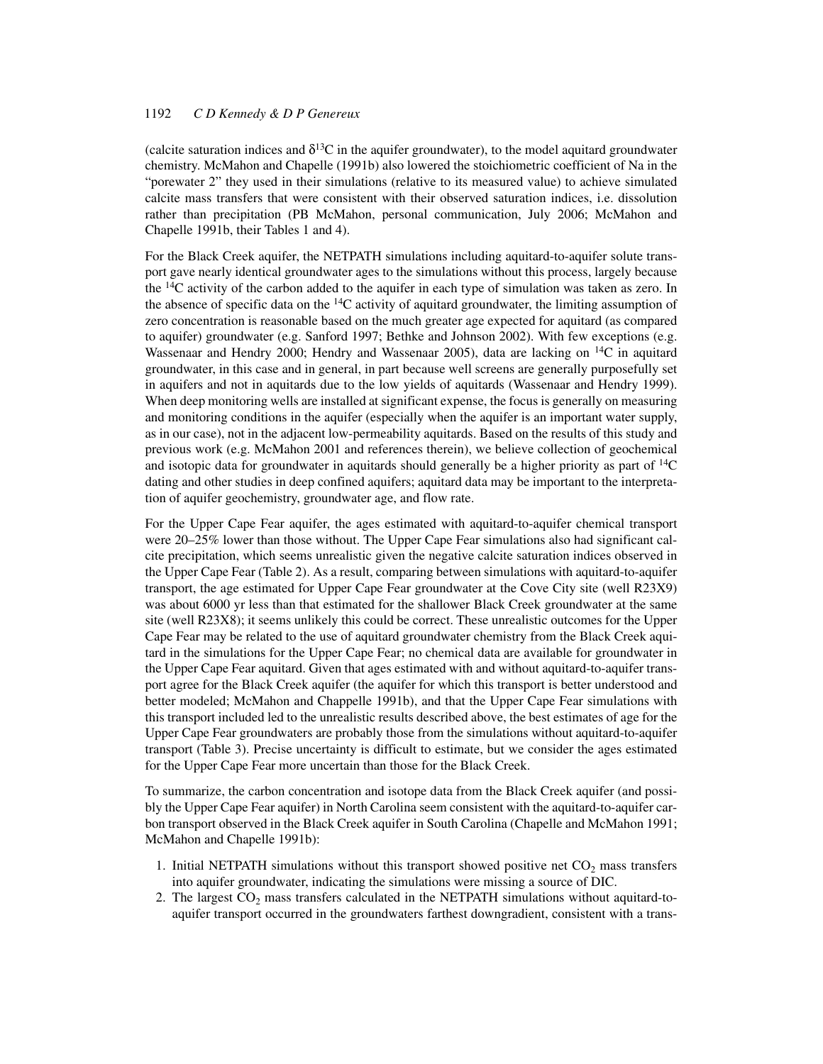(calcite saturation indices and $\delta^{13}C$ in the aquifer groundwater), to the model aquitard groundwater chemistry. McMahon and Chapelle (1991b) also lowered the stoichiometric coefficient of Na in the "porewater 2" they used in their simulations (relative to its measured value) to achieve simulated calcite mass transfers that were consistent with their observed saturation indices, i.e. dissolution rather than precipitation (PB McMahon, personal communication, July 2006; McMahon and Chapelle 1991b, their Tables 1 and 4).

For the Black Creek aquifer, the NETPATH simulations including aquitard-to-aquifer solute transport gave nearly identical groundwater ages to the simulations without this process, largely because the $^{14}C$ activity of the carbon added to the aquifer in each type of simulation was taken as zero. In the absence of specific data on the $^{14}C$ activity of aquitard groundwater, the limiting assumption of zero concentration is reasonable based on the much greater age expected for aquitard (as compared to aquifer) groundwater (e.g. Sanford 1997; Bethke and Johnson 2002). With few exceptions (e.g. Wassenaar and Hendry 2000; Hendry and Wassenaar 2005), data are lacking on $^{14}C$ in aquitard groundwater, in this case and in general, in part because well screens are generally purposefully set in aquifers and not in aquitards due to the low yields of aquitards (Wassenaar and Hendry 1999). When deep monitoring wells are installed at significant expense, the focus is generally on measuring and monitoring conditions in the aquifer (especially when the aquifer is an important water supply, as in our case), not in the adjacent low-permeability aquitards. Based on the results of this study and previous work (e.g. McMahon 2001 and references therein), we believe collection of geochemical and isotopic data for groundwater in aquitards should generally be a higher priority as part of $^{14}C$ dating and other studies in deep confined aquifers; aquitard data may be important to the interpretation of aquifer geochemistry, groundwater age, and flow rate.

For the Upper Cape Fear aquifer, the ages estimated with aquitard-to-aquifer chemical transport were 20–25% lower than those without. The Upper Cape Fear simulations also had significant calcite precipitation, which seems unrealistic given the negative calcite saturation indices observed in the Upper Cape Fear (Table 2). As a result, comparing between simulations with aquitard-to-aquifer transport, the age estimated for Upper Cape Fear groundwater at the Cove City site (well R23X9) was about 6000 yr less than that estimated for the shallower Black Creek groundwater at the same site (well R23X8); it seems unlikely this could be correct. These unrealistic outcomes for the Upper Cape Fear may be related to the use of aquitard groundwater chemistry from the Black Creek aquitard in the simulations for the Upper Cape Fear; no chemical data are available for groundwater in the Upper Cape Fear aquitard. Given that ages estimated with and without aquitard-to-aquifer transport agree for the Black Creek aquifer (the aquifer for which this transport is better understood and better modeled; McMahon and Chappelle 1991b), and that the Upper Cape Fear simulations with this transport included led to the unrealistic results described above, the best estimates of age for the Upper Cape Fear groundwaters are probably those from the simulations without aquitard-to-aquifer transport (Table 3). Precise uncertainty is difficult to estimate, but we consider the ages estimated for the Upper Cape Fear more uncertain than those for the Black Creek.

To summarize, the carbon concentration and isotope data from the Black Creek aquifer (and possibly the Upper Cape Fear aquifer) in North Carolina seem consistent with the aquitard-to-aquifer carbon transport observed in the Black Creek aquifer in South Carolina (Chapelle and McMahon 1991; McMahon and Chapelle 1991b):

1. Initial NETPATH simulations without this transport showed positive net $CO_2$ mass transfers into aquifer groundwater, indicating the simulations were missing a source of DIC.
2. The largest $CO_2$ mass transfers calculated in the NETPATH simulations without aquitard-to-aquifer transport occurred in the groundwaters farthest downgradient, consistent with a trans-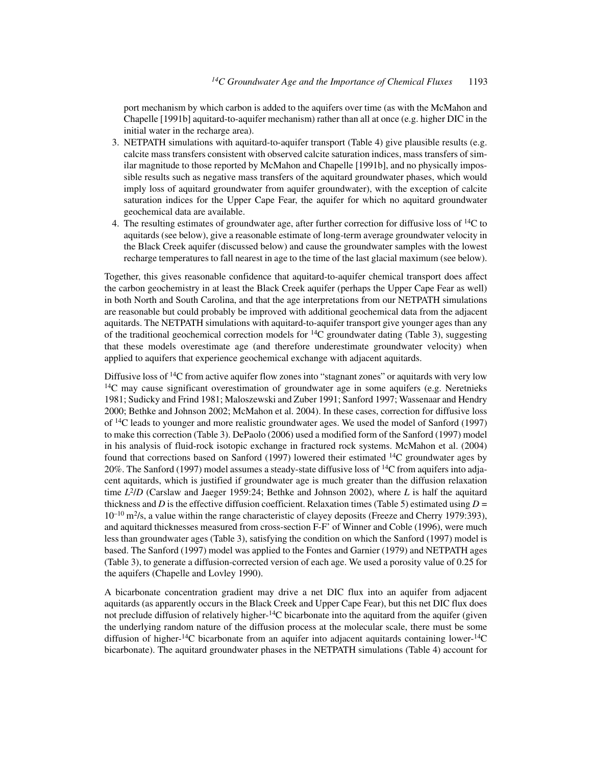port mechanism by which carbon is added to the aquifers over time (as with the McMahon and Chapelle [1991b] aquitard-to-aquifer mechanism) rather than all at once (e.g. higher DIC in the initial water in the recharge area).

3. NETPATH simulations with aquitard-to-aquifer transport (Table 4) give plausible results (e.g. calcite mass transfers consistent with observed calcite saturation indices, mass transfers of similar magnitude to those reported by McMahon and Chapelle [1991b], and no physically impossible results such as negative mass transfers of the aquitard groundwater phases, which would imply loss of aquitard groundwater from aquifer groundwater), with the exception of calcite saturation indices for the Upper Cape Fear, the aquifer for which no aquitard groundwater geochemical data are available.
4. The resulting estimates of groundwater age, after further correction for diffusive loss of $^{14}C$ to aquitards (see below), give a reasonable estimate of long-term average groundwater velocity in the Black Creek aquifer (discussed below) and cause the groundwater samples with the lowest recharge temperatures to fall nearest in age to the time of the last glacial maximum (see below).

Together, this gives reasonable confidence that aquitard-to-aquifer chemical transport does affect the carbon geochemistry in at least the Black Creek aquifer (perhaps the Upper Cape Fear as well) in both North and South Carolina, and that the age interpretations from our NETPATH simulations are reasonable but could probably be improved with additional geochemical data from the adjacent aquitards. The NETPATH simulations with aquitard-to-aquifer transport give younger ages than any of the traditional geochemical correction models for $^{14}C$ groundwater dating (Table 3), suggesting that these models overestimate age (and therefore underestimate groundwater velocity) when applied to aquifers that experience geochemical exchange with adjacent aquitards.

Diffusive loss of $^{14}C$ from active aquifer flow zones into "stagnant zones" or aquitards with very low $^{14}C$ may cause significant overestimation of groundwater age in some aquifers (e.g. Neretnieks 1981; Sudicky and Frind 1981; Maloszewski and Zuber 1991; Sanford 1997; Wassenaar and Hendry 2000; Bethke and Johnson 2002; McMahon et al. 2004). In these cases, correction for diffusive loss of $^{14}C$ leads to younger and more realistic groundwater ages. We used the model of Sanford (1997) to make this correction (Table 3). DePaolo (2006) used a modified form of the Sanford (1997) model in his analysis of fluid-rock isotopic exchange in fractured rock systems. McMahon et al. (2004) found that corrections based on Sanford (1997) lowered their estimated $^{14}C$ groundwater ages by 20%. The Sanford (1997) model assumes a steady-state diffusive loss of $^{14}C$ from aquifers into adjacent aquitards, which is justified if groundwater age is much greater than the diffusion relaxation time $L^2/D$ (Carslaw and Jaeger 1959:24; Bethke and Johnson 2002), where $L$ is half the aquitard thickness and $D$ is the effective diffusion coefficient. Relaxation times (Table 5) estimated using $D = 10^{-10}$ $m^2/s$, a value within the range characteristic of clayey deposits (Freeze and Cherry 1979:393), and aquitard thicknesses measured from cross-section F-F' of Winner and Coble (1996), were much less than groundwater ages (Table 3), satisfying the condition on which the Sanford (1997) model is based. The Sanford (1997) model was applied to the Fontes and Garnier (1979) and NETPATH ages (Table 3), to generate a diffusion-corrected version of each age. We used a porosity value of 0.25 for the aquifers (Chapelle and Lovley 1990).

A bicarbonate concentration gradient may drive a net DIC flux into an aquifer from adjacent aquitards (as apparently occurs in the Black Creek and Upper Cape Fear), but this net DIC flux does not preclude diffusion of relatively higher-$^{14}C$ bicarbonate into the aquitard from the aquifer (given the underlying random nature of the diffusion process at the molecular scale, there must be some diffusion of higher-$^{14}C$ bicarbonate from an aquifer into adjacent aquitards containing lower-$^{14}C$ bicarbonate). The aquitard groundwater phases in the NETPATH simulations (Table 4) account for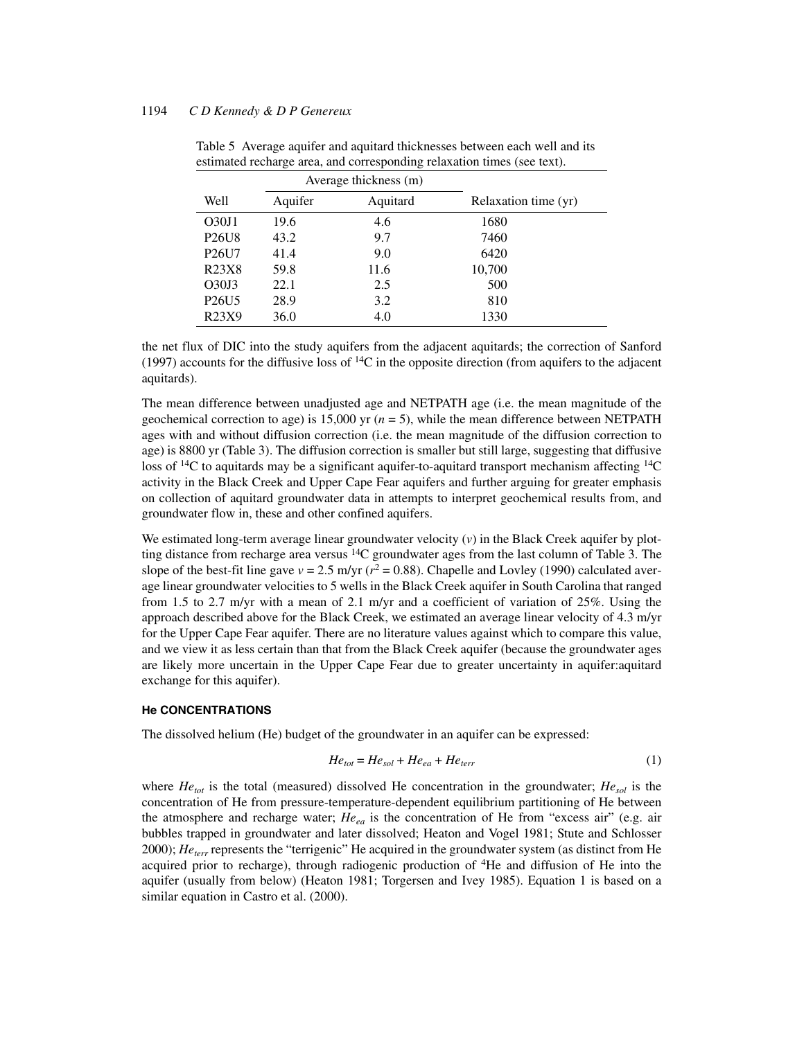Table 5 Average aquifer and aquitard thicknesses between each well and its estimated recharge area, and corresponding relaxation times (see text).

| Well | Average thickness (m) | | Relaxation time (yr) |
|---|---|---|---|
| | Aquifer | Aquitard | |
| O30J1 | 19.6 | 4.6 | 1680 |
| P26U8 | 43.2 | 9.7 | 7460 |
| P26U7 | 41.4 | 9.0 | 6420 |
| R23X8 | 59.8 | 11.6 | 10,700 |
| O30J3 | 22.1 | 2.5 | 500 |
| P26U5 | 28.9 | 3.2 | 810 |
| R23X9 | 36.0 | 4.0 | 1330 |

the net flux of DIC into the study aquifers from the adjacent aquitards; the correction of Sanford (1997) accounts for the diffusive loss of $^{14}C$ in the opposite direction (from aquifers to the adjacent aquitards).

The mean difference between unadjusted age and NETPATH age (i.e. the mean magnitude of the geochemical correction to age) is 15,000 yr ($n = 5$), while the mean difference between NETPATH ages with and without diffusion correction (i.e. the mean magnitude of the diffusion correction to age) is 8800 yr (Table 3). The diffusion correction is smaller but still large, suggesting that diffusive loss of $^{14}C$ to aquitards may be a significant aquifer-to-aquitard transport mechanism affecting $^{14}C$ activity in the Black Creek and Upper Cape Fear aquifers and further arguing for greater emphasis on collection of aquitard groundwater data in attempts to interpret geochemical results from, and groundwater flow in, these and other confined aquifers.

We estimated long-term average linear groundwater velocity ($v$) in the Black Creek aquifer by plotting distance from recharge area versus $^{14}C$ groundwater ages from the last column of Table 3. The slope of the best-fit line gave $v = 2.5$ m/yr ($r^2 = 0.88$). Chapelle and Lovley (1990) calculated average linear groundwater velocities to 5 wells in the Black Creek aquifer in South Carolina that ranged from 1.5 to 2.7 m/yr with a mean of 2.1 m/yr and a coefficient of variation of 25%. Using the approach described above for the Black Creek, we estimated an average linear velocity of 4.3 m/yr for the Upper Cape Fear aquifer. There are no literature values against which to compare this value, and we view it as less certain than that from the Black Creek aquifer (because the groundwater ages are likely more uncertain in the Upper Cape Fear due to greater uncertainty in aquifer:aquitard exchange for this aquifer).

### He CONCENTRATIONS

The dissolved helium (He) budget of the groundwater in an aquifer can be expressed:

$$He_{tot} = He_{sol} + He_{ea} + He_{terr} \tag{1}$$

where $He_{tot}$ is the total (measured) dissolved He concentration in the groundwater; $He_{sol}$ is the concentration of He from pressure-temperature-dependent equilibrium partitioning of He between the atmosphere and recharge water; $He_{ea}$ is the concentration of He from "excess air" (e.g. air bubbles trapped in groundwater and later dissolved; Heaton and Vogel 1981; Stute and Schlosser 2000); $He_{terr}$ represents the "terrigenic" He acquired in the groundwater system (as distinct from He acquired prior to recharge), through radiogenic production of $^4He$ and diffusion of He into the aquifer (usually from below) (Heaton 1981; Torgersen and Ivey 1985). Equation 1 is based on a similar equation in Castro et al. (2000).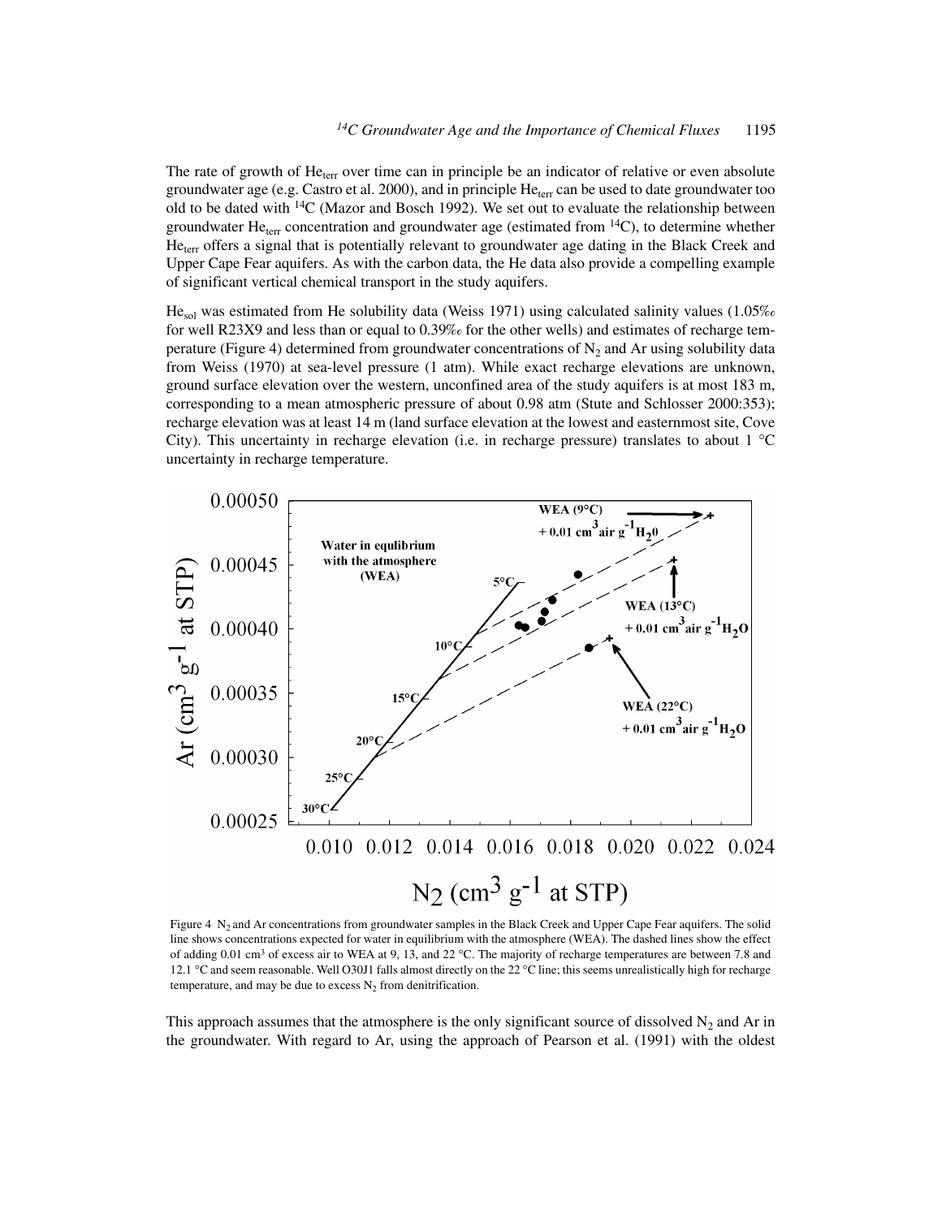The rate of growth of $He_{terr}$ over time can in principle be an indicator of relative or even absolute groundwater age (e.g. Castro et al. 2000), and in principle $He_{terr}$ can be used to date groundwater too old to be dated with $^{14}C$ (Mazor and Bosch 1992). We set out to evaluate the relationship between groundwater $He_{terr}$ concentration and groundwater age (estimated from $^{14}C$), to determine whether $He_{terr}$ offers a signal that is potentially relevant to groundwater age dating in the Black Creek and Upper Cape Fear aquifers. As with the carbon data, the He data also provide a compelling example of significant vertical chemical transport in the study aquifers.

$He_{sol}$ was estimated from He solubility data (Weiss 1971) using calculated salinity values (1.05‰ for well R23X9 and less than or equal to 0.39‰ for the other wells) and estimates of recharge temperature (Figure 4) determined from groundwater concentrations of $N_2$ and Ar using solubility data from Weiss (1970) at sea-level pressure (1 atm). While exact recharge elevations are unknown, ground surface elevation over the western, unconfined area of the study aquifers is at most 183 m, corresponding to a mean atmospheric pressure of about 0.98 atm (Stute and Schlosser 2000:353); recharge elevation was at least 14 m (land surface elevation at the lowest and easternmost site, Cove City). This uncertainty in recharge elevation (i.e. in recharge pressure) translates to about 1 °C uncertainty in recharge temperature.

Figure 4 $N_2$ and Ar concentrations from groundwater samples in the Black Creek and Upper Cape Fear aquifers. The solid line shows concentrations expected for water in equilibrium with the atmosphere (WEA). The dashed lines show the effect of adding 0.01 cm³ of excess air to WEA at 9, 13, and 22 °C. The majority of recharge temperatures are between 7.8 and 12.1 °C and seem reasonable. Well O30J1 falls almost directly on the 22 °C line; this seems unrealistically high for recharge temperature, and may be due to excess $N_2$ from denitrification.

This approach assumes that the atmosphere is the only significant source of dissolved $N_2$ and Ar in the groundwater. With regard to Ar, using the approach of Pearson et al. (1991) with the oldest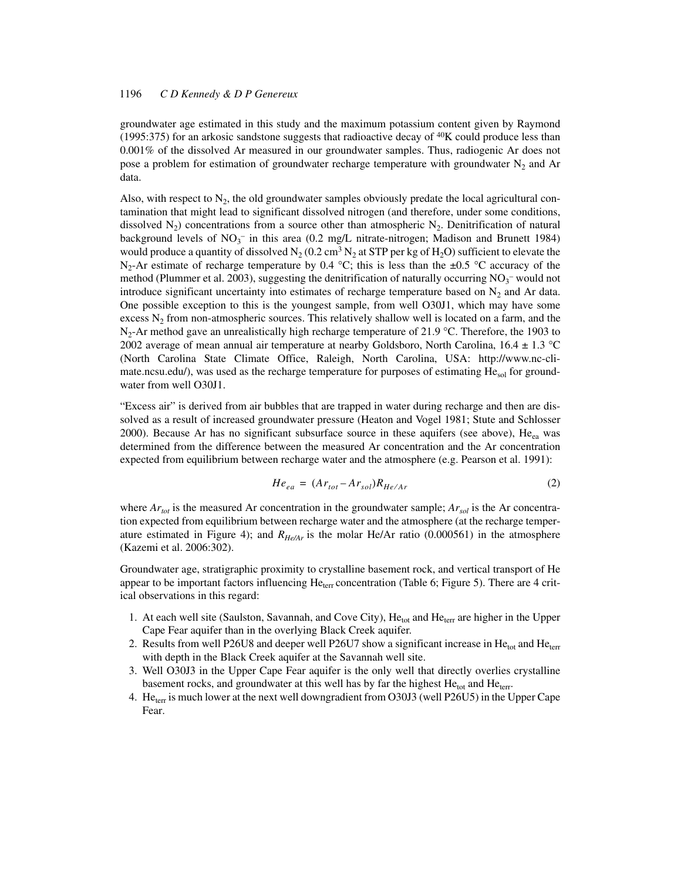groundwater age estimated in this study and the maximum potassium content given by Raymond (1995:375) for an arkosic sandstone suggests that radioactive decay of $^{40}K$ could produce less than 0.001% of the dissolved Ar measured in our groundwater samples. Thus, radiogenic Ar does not pose a problem for estimation of groundwater recharge temperature with groundwater $N_2$ and Ar data.

Also, with respect to $N_2$, the old groundwater samples obviously predate the local agricultural contamination that might lead to significant dissolved nitrogen (and therefore, under some conditions, dissolved $N_2$) concentrations from a source other than atmospheric $N_2$. Denitrification of natural background levels of $NO_3^-$ in this area (0.2 mg/L nitrate-nitrogen; Madison and Brunett 1984) would produce a quantity of dissolved $N_2$ (0.2 $cm^3$ $N_2$ at STP per kg of $H_2O$) sufficient to elevate the $N_2$-Ar estimate of recharge temperature by 0.4 °C; this is less than the ±0.5 °C accuracy of the method (Plummer et al. 2003), suggesting the denitrification of naturally occurring $NO_3^-$ would not introduce significant uncertainty into estimates of recharge temperature based on $N_2$ and Ar data. One possible exception to this is the youngest sample, from well O30J1, which may have some excess $N_2$ from non-atmospheric sources. This relatively shallow well is located on a farm, and the $N_2$-Ar method gave an unrealistically high recharge temperature of 21.9 °C. Therefore, the 1903 to 2002 average of mean annual air temperature at nearby Goldsboro, North Carolina, 16.4 ± 1.3 °C (North Carolina State Climate Office, Raleigh, North Carolina, USA: http://www.nc-climate.ncsu.edu/), was used as the recharge temperature for purposes of estimating $He_{sol}$ for groundwater from well O30J1.

"Excess air" is derived from air bubbles that are trapped in water during recharge and then are dissolved as a result of increased groundwater pressure (Heaton and Vogel 1981; Stute and Schlosser 2000). Because Ar has no significant subsurface source in these aquifers (see above), $He_{ea}$ was determined from the difference between the measured Ar concentration and the Ar concentration expected from equilibrium between recharge water and the atmosphere (e.g. Pearson et al. 1991):

$$He_{ea} = (Ar_{tot} - Ar_{sol})R_{He/Ar} \tag{2}$$

where $Ar_{tot}$ is the measured Ar concentration in the groundwater sample; $Ar_{sol}$ is the Ar concentration expected from equilibrium between recharge water and the atmosphere (at the recharge temperature estimated in Figure 4); and $R_{He/Ar}$ is the molar He/Ar ratio (0.000561) in the atmosphere (Kazemi et al. 2006:302).

Groundwater age, stratigraphic proximity to crystalline basement rock, and vertical transport of He appear to be important factors influencing $He_{terr}$ concentration (Table 6; Figure 5). There are 4 critical observations in this regard:

1. At each well site (Saulston, Savannah, and Cove City), $He_{tot}$ and $He_{terr}$ are higher in the Upper Cape Fear aquifer than in the overlying Black Creek aquifer.
2. Results from well P26U8 and deeper well P26U7 show a significant increase in $He_{tot}$ and $He_{terr}$ with depth in the Black Creek aquifer at the Savannah well site.
3. Well O30J3 in the Upper Cape Fear aquifer is the only well that directly overlies crystalline basement rocks, and groundwater at this well has by far the highest $He_{tot}$ and $He_{terr}$.
4. $He_{terr}$ is much lower at the next well downgradient from O30J3 (well P26U5) in the Upper Cape Fear.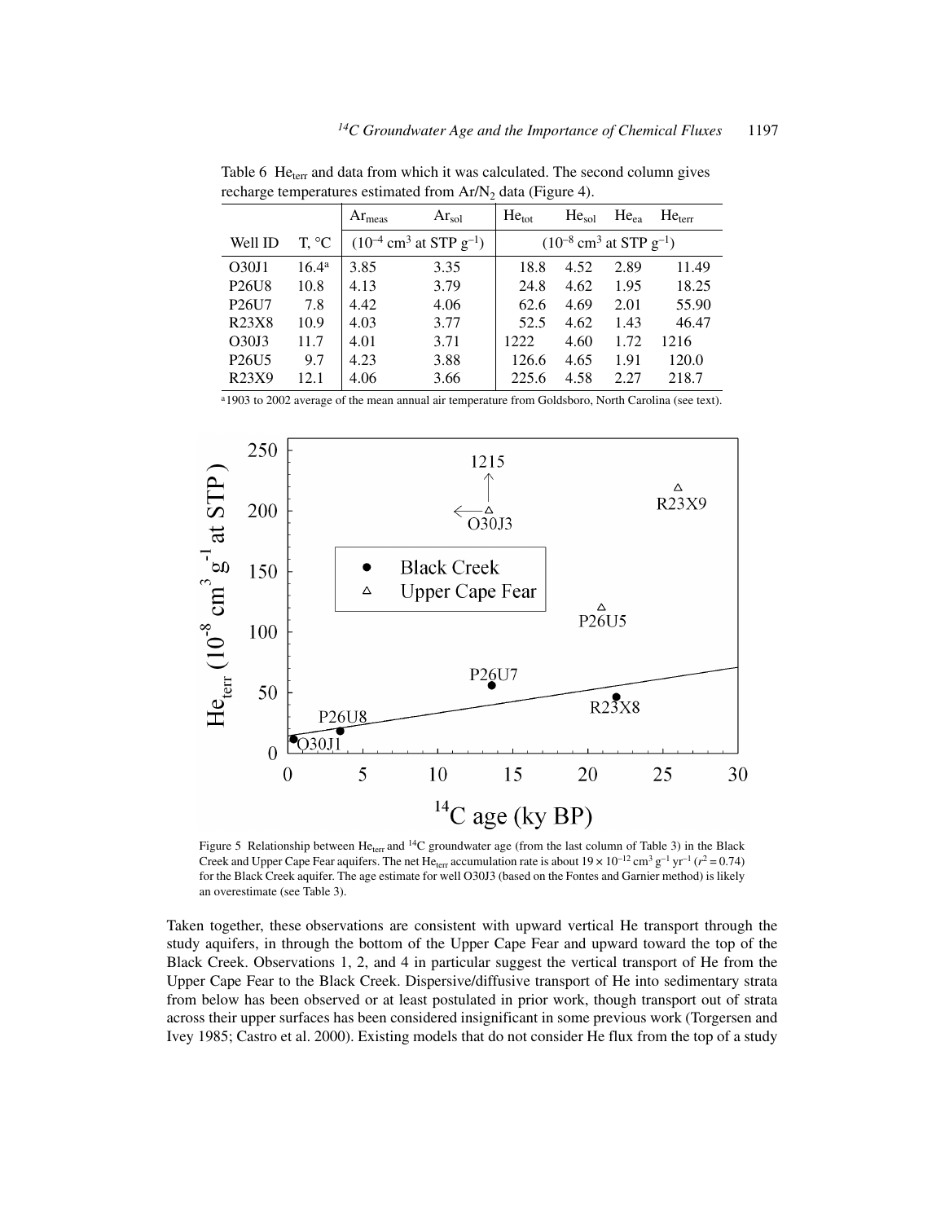Table 6 $He_{terr}$ and data from which it was calculated. The second column gives recharge temperatures estimated from $Ar/N_2$ data (Figure 4).

| | | $Ar_{meas}$ | $Ar_{sol}$ | $He_{tot}$ | $He_{sol}$ | $He_{ea}$ | $He_{terr}$ |
|---|---|---|---|---|---|---|---|
| Well ID | T, °C | ($10^{-4}$ cm$^3$ at STP g$^{-1}$) | | ($10^{-8}$ cm$^3$ at STP g$^{-1}$) | | | |
| O30J1 | 16.4[a] | 4.85 | 3.35 | 18.8 | 4.52 | 2.89 | 11.49 |
| P26U8 | 10.8 | 4.13 | 3.79 | 24.8 | 4.62 | 1.95 | 18.25 |
| P26U7 | 7.8 | 4.42 | 4.06 | 62.6 | 4.69 | 2.01 | 55.90 |
| R23X8 | 10.9 | 4.03 | 3.77 | 52.5 | 4.62 | 1.43 | 46.47 |
| O30J3 | 11.7 | 4.01 | 3.71 | 1222 | 4.60 | 1.72 | 1216 |
| P26U5 | 9.7 | 4.23 | 3.88 | 126.6 | 4.65 | 1.91 | 120.0 |
| R23X9 | 12.1 | 4.06 | 3.66 | 225.6 | 4.58 | 2.27 | 218.7 |

[a]1903 to 2002 average of the mean annual air temperature from Goldsboro, North Carolina (see text).

Figure 5 Relationship between $He_{terr}$ and $^{14}C$ groundwater age (from the last column of Table 3) in the Black Creek and Upper Cape Fear aquifers. The net $He_{terr}$ accumulation rate is about $19 \times 10^{-12}$ cm$^3$ g$^{-1}$ yr$^{-1}$ ($r^2 = 0.74$) for the Black Creek aquifer. The age estimate for well O30J3 (based on the Fontes and Garnier method) is likely an overestimate (see Table 3).

Taken together, these observations are consistent with upward vertical He transport through the study aquifers, in through the bottom of the Upper Cape Fear and upward toward the top of the Black Creek. Observations 1, 2, and 4 in particular suggest the vertical transport of He from the Upper Cape Fear to the Black Creek. Dispersive/diffusive transport of He into sedimentary strata from below has been observed or at least postulated in prior work, though transport out of strata across their upper surfaces has been considered insignificant in some previous work (Torgersen and Ivey 1985; Castro et al. 2000). Existing models that do not consider He flux from the top of a study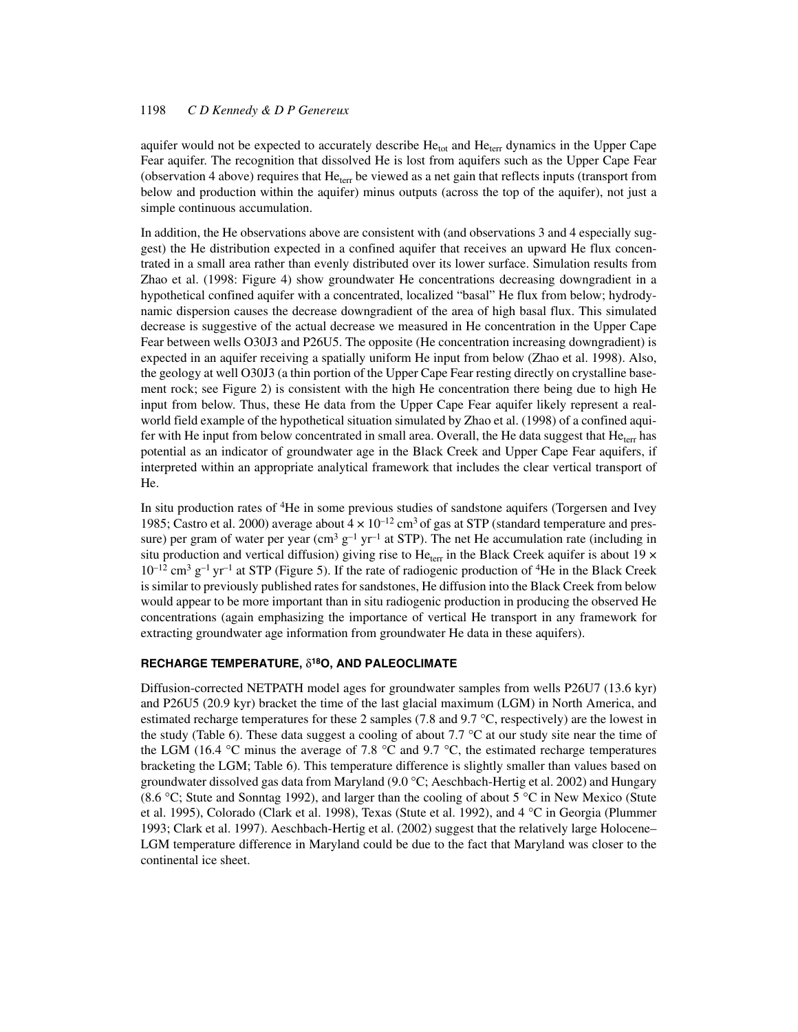aquifer would not be expected to accurately describe $He_{tot}$ and $He_{terr}$ dynamics in the Upper Cape Fear aquifer. The recognition that dissolved He is lost from aquifers such as the Upper Cape Fear (observation 4 above) requires that $He_{terr}$ be viewed as a net gain that reflects inputs (transport from below and production within the aquifer) minus outputs (across the top of the aquifer), not just a simple continuous accumulation.

In addition, the He observations above are consistent with (and observations 3 and 4 especially suggest) the He distribution expected in a confined aquifer that receives an upward He flux concentrated in a small area rather than evenly distributed over its lower surface. Simulation results from Zhao et al. (1998: Figure 4) show groundwater He concentrations decreasing downgradient in a hypothetical confined aquifer with a concentrated, localized "basal" He flux from below; hydrodynamic dispersion causes the decrease downgradient of the area of high basal flux. This simulated decrease is suggestive of the actual decrease we measured in He concentration in the Upper Cape Fear between wells O30J3 and P26U5. The opposite (He concentration increasing downgradient) is expected in an aquifer receiving a spatially uniform He input from below (Zhao et al. 1998). Also, the geology at well O30J3 (a thin portion of the Upper Cape Fear resting directly on crystalline basement rock; see Figure 2) is consistent with the high He concentration there being due to high He input from below. Thus, these He data from the Upper Cape Fear aquifer likely represent a real-world field example of the hypothetical situation simulated by Zhao et al. (1998) of a confined aquifer with He input from below concentrated in small area. Overall, the He data suggest that $He_{terr}$ has potential as an indicator of groundwater age in the Black Creek and Upper Cape Fear aquifers, if interpreted within an appropriate analytical framework that includes the clear vertical transport of He.

In situ production rates of $^4$He in some previous studies of sandstone aquifers (Torgersen and Ivey 1985; Castro et al. 2000) average about $4 \times 10^{-12}$ cm$^3$ of gas at STP (standard temperature and pressure) per gram of water per year (cm$^3$ g$^{-1}$ yr$^{-1}$ at STP). The net He accumulation rate (including in situ production and vertical diffusion) giving rise to $He_{terr}$ in the Black Creek aquifer is about $19 \times 10^{-12}$ cm$^3$ g$^{-1}$ yr$^{-1}$ at STP (Figure 5). If the rate of radiogenic production of $^4$He in the Black Creek is similar to previously published rates for sandstones, He diffusion into the Black Creek from below would appear to be more important than in situ radiogenic production in producing the observed He concentrations (again emphasizing the importance of vertical He transport in any framework for extracting groundwater age information from groundwater He data in these aquifers).

## RECHARGE TEMPERATURE, $\delta^{18}$O, AND PALEOCLIMATE

Diffusion-corrected NETPATH model ages for groundwater samples from wells P26U7 (13.6 kyr) and P26U5 (20.9 kyr) bracket the time of the last glacial maximum (LGM) in North America, and estimated recharge temperatures for these 2 samples (7.8 and 9.7 °C, respectively) are the lowest in the study (Table 6). These data suggest a cooling of about 7.7 °C at our study site near the time of the LGM (16.4 °C minus the average of 7.8 °C and 9.7 °C, the estimated recharge temperatures bracketing the LGM; Table 6). This temperature difference is slightly smaller than values based on groundwater dissolved gas data from Maryland (9.0 °C; Aeschbach-Hertig et al. 2002) and Hungary (8.6 °C; Stute and Sonntag 1992), and larger than the cooling of about 5 °C in New Mexico (Stute et al. 1995), Colorado (Clark et al. 1998), Texas (Stute et al. 1992), and 4 °C in Georgia (Plummer 1993; Clark et al. 1997). Aeschbach-Hertig et al. (2002) suggest that the relatively large Holocene–LGM temperature difference in Maryland could be due to the fact that Maryland was closer to the continental ice sheet.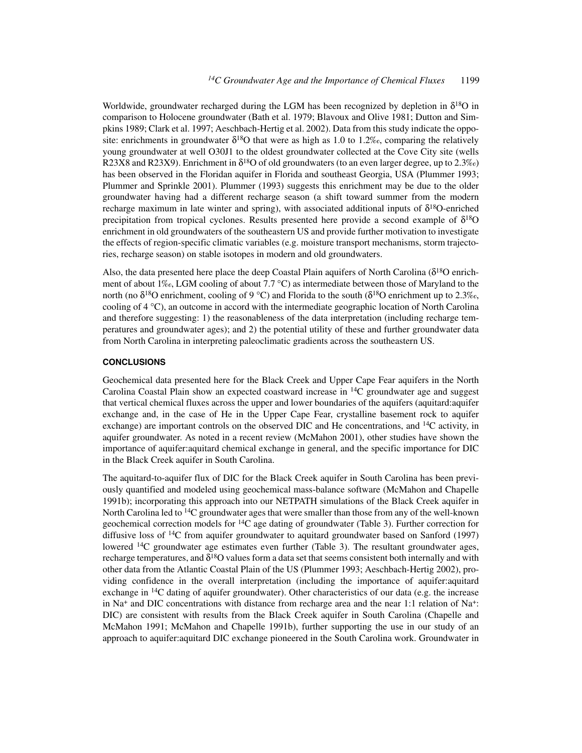Worldwide, groundwater recharged during the LGM has been recognized by depletion in $\delta^{18}O$ in comparison to Holocene groundwater (Bath et al. 1979; Blavoux and Olive 1981; Dutton and Simpkins 1989; Clark et al. 1997; Aeschbach-Hertig et al. 2002). Data from this study indicate the opposite: enrichments in groundwater $\delta^{18}O$ that were as high as 1.0 to 1.2‰, comparing the relatively young groundwater at well O30J1 to the oldest groundwater collected at the Cove City site (wells R23X8 and R23X9). Enrichment in $\delta^{18}O$ of old groundwaters (to an even larger degree, up to 2.3‰) has been observed in the Floridan aquifer in Florida and southeast Georgia, USA (Plummer 1993; Plummer and Sprinkle 2001). Plummer (1993) suggests this enrichment may be due to the older groundwater having had a different recharge season (a shift toward summer from the modern recharge maximum in late winter and spring), with associated additional inputs of $\delta^{18}O$-enriched precipitation from tropical cyclones. Results presented here provide a second example of $\delta^{18}O$ enrichment in old groundwaters of the southeastern US and provide further motivation to investigate the effects of region-specific climatic variables (e.g. moisture transport mechanisms, storm trajectories, recharge season) on stable isotopes in modern and old groundwaters.

Also, the data presented here place the deep Coastal Plain aquifers of North Carolina ($\delta^{18}O$ enrichment of about 1‰, LGM cooling of about 7.7 °C) as intermediate between those of Maryland to the north (no $\delta^{18}O$ enrichment, cooling of 9 °C) and Florida to the south ($\delta^{18}O$ enrichment up to 2.3‰, cooling of 4 °C), an outcome in accord with the intermediate geographic location of North Carolina and therefore suggesting: 1) the reasonableness of the data interpretation (including recharge temperatures and groundwater ages); and 2) the potential utility of these and further groundwater data from North Carolina in interpreting paleoclimatic gradients across the southeastern US.

## CONCLUSIONS

Geochemical data presented here for the Black Creek and Upper Cape Fear aquifers in the North Carolina Coastal Plain show an expected coastward increase in $^{14}C$ groundwater age and suggest that vertical chemical fluxes across the upper and lower boundaries of the aquifers (aquitard:aquifer exchange and, in the case of He in the Upper Cape Fear, crystalline basement rock to aquifer exchange) are important controls on the observed DIC and He concentrations, and $^{14}C$ activity, in aquifer groundwater. As noted in a recent review (McMahon 2001), other studies have shown the importance of aquifer:aquitard chemical exchange in general, and the specific importance for DIC in the Black Creek aquifer in South Carolina.

The aquitard-to-aquifer flux of DIC for the Black Creek aquifer in South Carolina has been previously quantified and modeled using geochemical mass-balance software (McMahon and Chapelle 1991b); incorporating this approach into our NETPATH simulations of the Black Creek aquifer in North Carolina led to $^{14}C$ groundwater ages that were smaller than those from any of the well-known geochemical correction models for $^{14}C$ age dating of groundwater (Table 3). Further correction for diffusive loss of $^{14}C$ from aquifer groundwater to aquitard groundwater based on Sanford (1997) lowered $^{14}C$ groundwater age estimates even further (Table 3). The resultant groundwater ages, recharge temperatures, and $\delta^{18}O$ values form a data set that seems consistent both internally and with other data from the Atlantic Coastal Plain of the US (Plummer 1993; Aeschbach-Hertig 2002), providing confidence in the overall interpretation (including the importance of aquifer:aquitard exchange in $^{14}C$ dating of aquifer groundwater). Other characteristics of our data (e.g. the increase in $Na^+$ and DIC concentrations with distance from recharge area and the near 1:1 relation of $Na^+$: DIC) are consistent with results from the Black Creek aquifer in South Carolina (Chapelle and McMahon 1991; McMahon and Chapelle 1991b), further supporting the use in our study of an approach to aquifer:aquitard DIC exchange pioneered in the South Carolina work. Groundwater in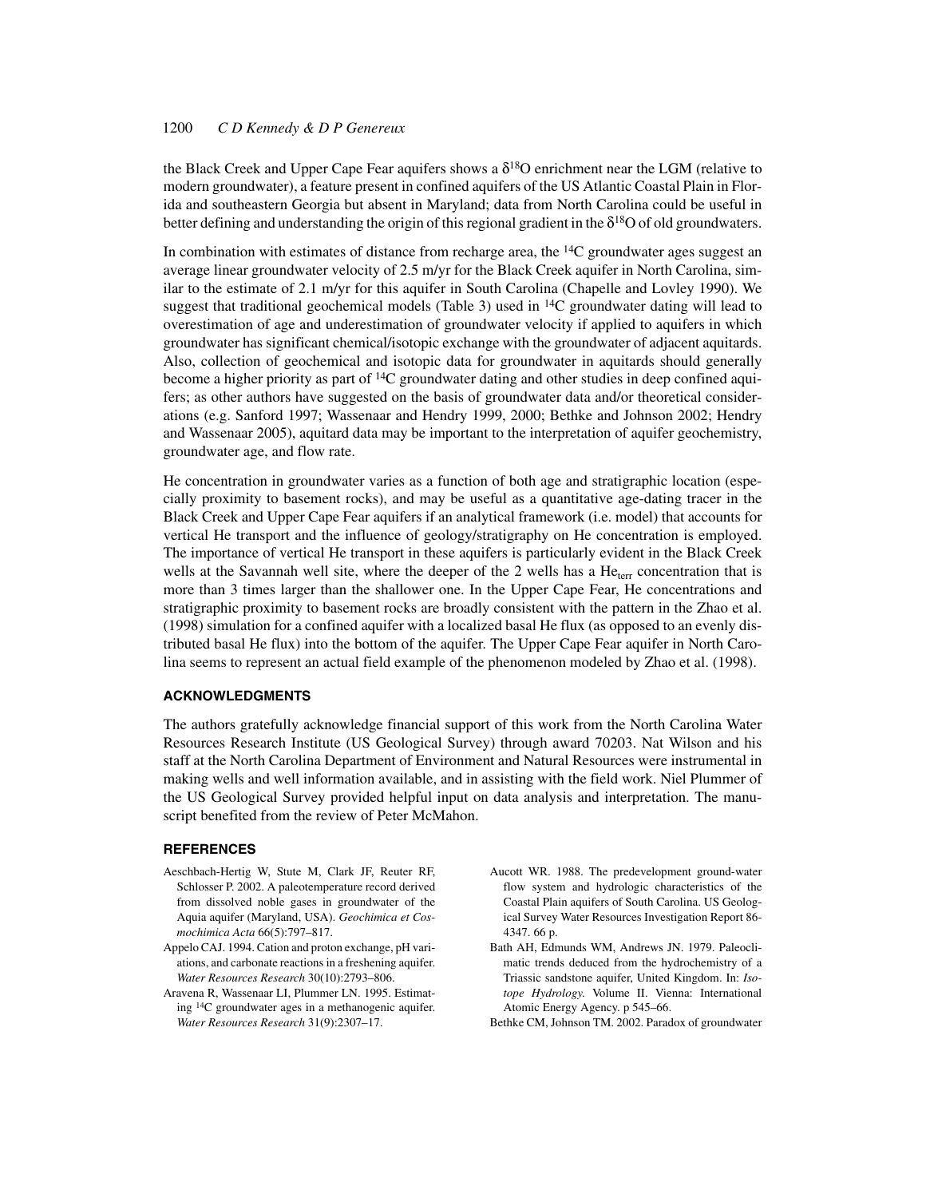the Black Creek and Upper Cape Fear aquifers shows a $\delta^{18}O$ enrichment near the LGM (relative to modern groundwater), a feature present in confined aquifers of the US Atlantic Coastal Plain in Florida and southeastern Georgia but absent in Maryland; data from North Carolina could be useful in better defining and understanding the origin of this regional gradient in the $\delta^{18}O$ of old groundwaters.

In combination with estimates of distance from recharge area, the $^{14}C$ groundwater ages suggest an average linear groundwater velocity of 2.5 m/yr for the Black Creek aquifer in North Carolina, similar to the estimate of 2.1 m/yr for this aquifer in South Carolina (Chapelle and Lovley 1990). We suggest that traditional geochemical models (Table 3) used in $^{14}C$ groundwater dating will lead to overestimation of age and underestimation of groundwater velocity if applied to aquifers in which groundwater has significant chemical/isotopic exchange with the groundwater of adjacent aquitards. Also, collection of geochemical and isotopic data for groundwater in aquitards should generally become a higher priority as part of $^{14}C$ groundwater dating and other studies in deep confined aquifers; as other authors have suggested on the basis of groundwater data and/or theoretical considerations (e.g. Sanford 1997; Wassenaar and Hendry 1999, 2000; Bethke and Johnson 2002; Hendry and Wassenaar 2005), aquitard data may be important to the interpretation of aquifer geochemistry, groundwater age, and flow rate.

He concentration in groundwater varies as a function of both age and stratigraphic location (especially proximity to basement rocks), and may be useful as a quantitative age-dating tracer in the Black Creek and Upper Cape Fear aquifers if an analytical framework (i.e. model) that accounts for vertical He transport and the influence of geology/stratigraphy on He concentration is employed. The importance of vertical He transport in these aquifers is particularly evident in the Black Creek wells at the Savannah well site, where the deeper of the 2 wells has a $He_{terr}$ concentration that is more than 3 times larger than the shallower one. In the Upper Cape Fear, He concentrations and stratigraphic proximity to basement rocks are broadly consistent with the pattern in the Zhao et al. (1998) simulation for a confined aquifer with a localized basal He flux (as opposed to an evenly distributed basal He flux) into the bottom of the aquifer. The Upper Cape Fear aquifer in North Carolina seems to represent an actual field example of the phenomenon modeled by Zhao et al. (1998).

## ACKNOWLEDGMENTS

The authors gratefully acknowledge financial support of this work from the North Carolina Water Resources Research Institute (US Geological Survey) through award 70203. Nat Wilson and his staff at the North Carolina Department of Environment and Natural Resources were instrumental in making wells and well information available, and in assisting with the field work. Niel Plummer of the US Geological Survey provided helpful input on data analysis and interpretation. The manuscript benefited from the review of Peter McMahon.

## REFERENCES

Aeschbach-Hertig W, Stute M, Clark JF, Reuter RF, Schlosser P. 2002. A paleotemperature record derived from dissolved noble gases in groundwater of the Aquia aquifer (Maryland, USA). *Geochimica et Cosmochimica Acta* 66(5):797–817.

Appelo CAJ. 1994. Cation and proton exchange, pH variations, and carbonate reactions in a freshening aquifer. *Water Resources Research* 30(10):2793–806.

Aravena R, Wassenaar LI, Plummer LN. 1995. Estimating $^{14}C$ groundwater ages in a methanogenic aquifer. *Water Resources Research* 31(9):2307–17.

Aucott WR. 1988. The predevelopment ground-water flow system and hydrologic characteristics of the Coastal Plain aquifers of South Carolina. US Geological Survey Water Resources Investigation Report 86-4347. 66 p.

Bath AH, Edmunds WM, Andrews JN. 1979. Paleoclimatic trends deduced from the hydrochemistry of a Triassic sandstone aquifer, United Kingdom. In: *Isotope Hydrology.* Volume II. Vienna: International Atomic Energy Agency. p 545–66.

Bethke CM, Johnson TM. 2002. Paradox of groundwater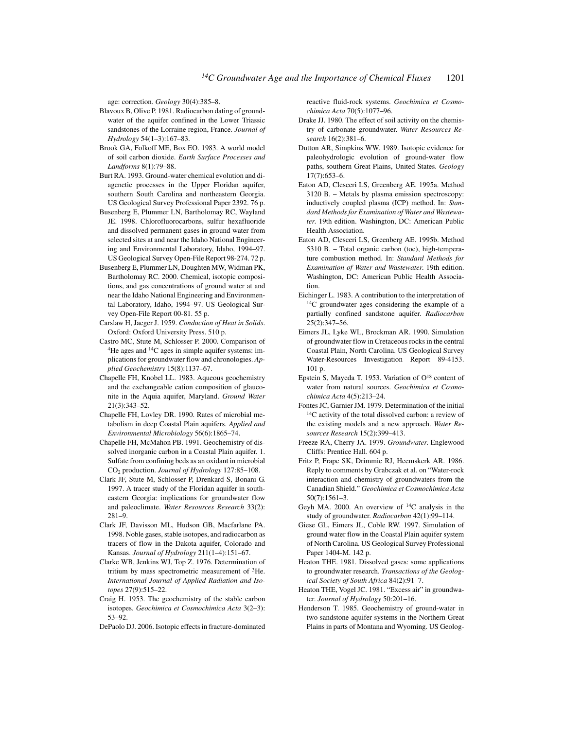age: correction. *Geology* 30(4):385–8.

Blavoux B, Olive P. 1981. Radiocarbon dating of groundwater of the aquifer confined in the Lower Triassic sandstones of the Lorraine region, France. *Journal of Hydrology* 54(1–3):167–83.

Brook GA, Folkoff ME, Box EO. 1983. A world model of soil carbon dioxide. *Earth Surface Processes and Landforms* 8(1):79–88.

Burt RA. 1993. Ground-water chemical evolution and diagenetic processes in the Upper Floridan aquifer, southern South Carolina and northeastern Georgia. US Geological Survey Professional Paper 2392. 76 p.

Busenberg E, Plummer LN, Bartholomay RC, Wayland JE. 1998. Chlorofluorocarbons, sulfur hexafluoride and dissolved permanent gases in ground water from selected sites at and near the Idaho National Engineering and Environmental Laboratory, Idaho, 1994–97. US Geological Survey Open-File Report 98-274. 72 p.

Busenberg E, Plummer LN, Doughten MW, Widman PK, Bartholomay RC. 2000. Chemical, isotopic compositions, and gas concentrations of ground water at and near the Idaho National Engineering and Environmental Laboratory, Idaho, 1994–97. US Geological Survey Open-File Report 00-81. 55 p.

Carslaw H, Jaeger J. 1959. *Conduction of Heat in Solids*. Oxford: Oxford University Press. 510 p.

Castro MC, Stute M, Schlosser P. 2000. Comparison of $^{4}$He ages and $^{14}$C ages in simple aquifer systems: implications for groundwater flow and chronologies. *Applied Geochemistry* 15(8):1137–67.

Chapelle FH, Knobel LL. 1983. Aqueous geochemistry and the exchangeable cation composition of glauconite in the Aquia aquifer, Maryland. *Ground Water* 21(3):343–52.

Chapelle FH, Lovley DR. 1990. Rates of microbial metabolism in deep Coastal Plain aquifers. *Applied and Environmental Microbiology* 56(6):1865–74.

Chapelle FH, McMahon PB. 1991. Geochemistry of dissolved inorganic carbon in a Coastal Plain aquifer. 1. Sulfate from confining beds as an oxidant in microbial $CO_2$ production. *Journal of Hydrology* 127:85–108.

Clark JF, Stute M, Schlosser P, Drenkard S, Bonani G. 1997. A tracer study of the Floridan aquifer in southeastern Georgia: implications for groundwater flow and paleoclimate. *Water Resources Research* 33(2):281–9.

Clark JF, Davisson ML, Hudson GB, Macfarlane PA. 1998. Noble gases, stable isotopes, and radiocarbon as tracers of flow in the Dakota aquifer, Colorado and Kansas. *Journal of Hydrology* 211(1–4):151–67.

Clarke WB, Jenkins WJ, Top Z. 1976. Determination of tritium by mass spectrometric measurement of $^{3}$He. *International Journal of Applied Radiation and Isotopes* 27(9):515–22.

Craig H. 1953. The geochemistry of the stable carbon isotopes. *Geochimica et Cosmochimica Acta* 3(2–3):53–92.

DePaolo DJ. 2006. Isotopic effects in fracture-dominated reactive fluid-rock systems. *Geochimica et Cosmochimica Acta* 70(5):1077–96.

Drake JJ. 1980. The effect of soil activity on the chemistry of carbonate groundwater. *Water Resources Research* 16(2):381–6.

Dutton AR, Simpkins WW. 1989. Isotopic evidence for paleohydrologic evolution of ground-water flow paths, southern Great Plains, United States. *Geology* 17(7):653–6.

Eaton AD, Clesceri LS, Greenberg AE. 1995a. Method 3120 B. – Metals by plasma emission spectroscopy: inductively coupled plasma (ICP) method. In: *Standard Methods for Examination of Water and Wastewater*. 19th edition. Washington, DC: American Public Health Association.

Eaton AD, Clesceri LS, Greenberg AE. 1995b. Method 5310 B. – Total organic carbon (toc), high-temperature combustion method. In: *Standard Methods for Examination of Water and Wastewater*. 19th edition. Washington, DC: American Public Health Association.

Eichinger L. 1983. A contribution to the interpretation of $^{14}$C groundwater ages considering the example of a partially confined sandstone aquifer. *Radiocarbon* 25(2):347–56.

Eimers JL, Lyke WL, Brockman AR. 1990. Simulation of groundwater flow in Cretaceous rocks in the central Coastal Plain, North Carolina. US Geological Survey Water-Resources Investigation Report 89-4153. 101 p.

Epstein S, Mayeda T. 1953. Variation of $O^{18}$ content of water from natural sources. *Geochimica et Cosmochimica Acta* 4(5):213–24.

Fontes JC, Garnier JM. 1979. Determination of the initial $^{14}$C activity of the total dissolved carbon: a review of the existing models and a new approach. *Water Resources Research* 15(2):399–413.

Freeze RA, Cherry JA. 1979. *Groundwater*. Englewood Cliffs: Prentice Hall. 604 p.

Fritz P, Frape SK, Drimmie RJ, Heemskerk AR. 1986. Reply to comments by Grabczak et al. on "Water-rock interaction and chemistry of groundwaters from the Canadian Shield." *Geochimica et Cosmochimica Acta* 50(7):1561–3.

Geyh MA. 2000. An overview of $^{14}$C analysis in the study of groundwater. *Radiocarbon* 42(1):99–114.

Giese GL, Eimers JL, Coble RW. 1997. Simulation of ground water flow in the Coastal Plain aquifer system of North Carolina. US Geological Survey Professional Paper 1404-M. 142 p.

Heaton THE. 1981. Dissolved gases: some applications to groundwater research. *Transactions of the Geological Society of South Africa* 84(2):91–7.

Heaton THE, Vogel JC. 1981. "Excess air" in groundwater. *Journal of Hydrology* 50:201–16.

Henderson T. 1985. Geochemistry of ground-water in two sandstone aquifer systems in the Northern Great Plains in parts of Montana and Wyoming. US Geolog-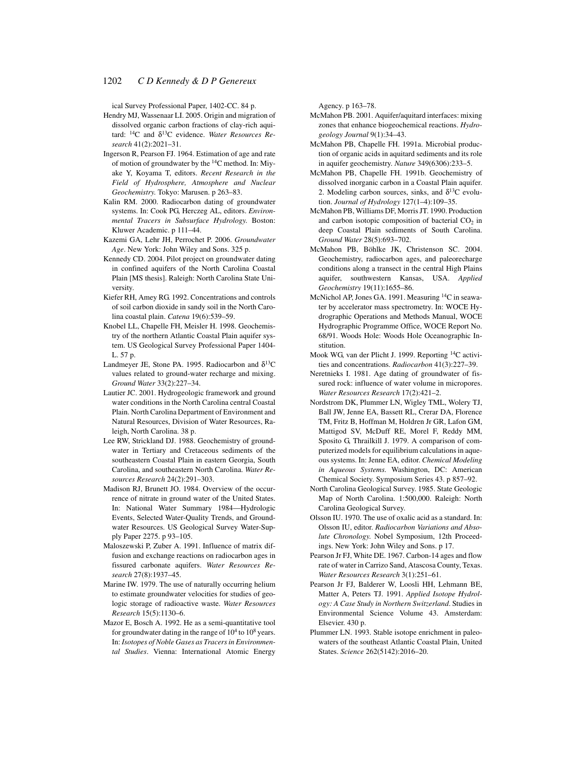ical Survey Professional Paper, 1402-CC. 84 p.

Hendry MJ, Wassenaar LI. 2005. Origin and migration of dissolved organic carbon fractions of clay-rich aquitard: $^{14}C$ and $\delta^{13}C$ evidence. *Water Resources Research* 41(2):2021–31.

Ingerson R, Pearson FJ. 1964. Estimation of age and rate of motion of groundwater by the $^{14}C$ method. In: Miyake Y, Koyama T, editors. *Recent Research in the Field of Hydrosphere, Atmosphere and Nuclear Geochemistry*. Tokyo: Marusen. p 263–83.

Kalin RM. 2000. Radiocarbon dating of groundwater systems. In: Cook PG, Herczeg AL, editors. *Environmental Tracers in Subsurface Hydrology*. Boston: Kluwer Academic. p 111–44.

Kazemi GA, Lehr JH, Perrochet P. 2006. *Groundwater Age*. New York: John Wiley and Sons. 325 p.

Kennedy CD. 2004. Pilot project on groundwater dating in confined aquifers of the North Carolina Coastal Plain [MS thesis]. Raleigh: North Carolina State University.

Kiefer RH, Amey RG. 1992. Concentrations and controls of soil carbon dioxide in sandy soil in the North Carolina coastal plain. *Catena* 19(6):539–59.

Knobel LL, Chapelle FH, Meisler H. 1998. Geochemistry of the northern Atlantic Coastal Plain aquifer system. US Geological Survey Professional Paper 1404-L. 57 p.

Landmeyer JE, Stone PA. 1995. Radiocarbon and $\delta^{13}C$ values related to ground-water recharge and mixing. *Ground Water* 33(2):227–34.

Lautier JC. 2001. Hydrogeologic framework and ground water conditions in the North Carolina central Coastal Plain. North Carolina Department of Environment and Natural Resources, Division of Water Resources, Raleigh, North Carolina. 38 p.

Lee RW, Strickland DJ. 1988. Geochemistry of groundwater in Tertiary and Cretaceous sediments of the southeastern Coastal Plain in eastern Georgia, South Carolina, and southeastern North Carolina. *Water Resources Research* 24(2):291–303.

Madison RJ, Brunett JO. 1984. Overview of the occurrence of nitrate in ground water of the United States. In: National Water Summary 1984—Hydrologic Events, Selected Water-Quality Trends, and Groundwater Resources. US Geological Survey Water-Supply Paper 2275. p 93–105.

Maloszewski P, Zuber A. 1991. Influence of matrix diffusion and exchange reactions on radiocarbon ages in fissured carbonate aquifers. *Water Resources Research* 27(8):1937–45.

Marine IW. 1979. The use of naturally occurring helium to estimate groundwater velocities for studies of geologic storage of radioactive waste. *Water Resources Research* 15(5):1130–6.

Mazor E, Bosch A. 1992. He as a semi-quantitative tool for groundwater dating in the range of $10^4$ to $10^8$ years. In: *Isotopes of Noble Gases as Tracers in Environmental Studies*. Vienna: International Atomic Energy Agency. p 163–78.

McMahon PB. 2001. Aquifer/aquitard interfaces: mixing zones that enhance biogeochemical reactions. *Hydrogeology Journal* 9(1):34–43.

McMahon PB, Chapelle FH. 1991a. Microbial production of organic acids in aquitard sediments and its role in aquifer geochemistry. *Nature* 349(6306):233–5.

McMahon PB, Chapelle FH. 1991b. Geochemistry of dissolved inorganic carbon in a Coastal Plain aquifer. 2. Modeling carbon sources, sinks, and $\delta^{13}C$ evolution. *Journal of Hydrology* 127(1–4):109–35.

McMahon PB, Williams DF, Morris JT. 1990. Production and carbon isotopic composition of bacterial $CO_2$ in deep Coastal Plain sediments of South Carolina. *Ground Water* 28(5):693–702.

McMahon PB, Böhlke JK, Christenson SC. 2004. Geochemistry, radiocarbon ages, and paleorecharge conditions along a transect in the central High Plains aquifer, southwestern Kansas, USA. *Applied Geochemistry* 19(11):1655–86.

McNichol AP, Jones GA. 1991. Measuring $^{14}C$ in seawater by accelerator mass spectrometry. In: WOCE Hydrographic Operations and Methods Manual, WOCE Hydrographic Programme Office, WOCE Report No. 68/91. Woods Hole: Woods Hole Oceanographic Institution.

Mook WG, van der Plicht J. 1999. Reporting $^{14}C$ activities and concentrations. *Radiocarbon* 41(3):227–39.

Neretnieks I. 1981. Age dating of groundwater of fissured rock: influence of water volume in micropores. *Water Resources Research* 17(2):421–2.

Nordstrom DK, Plummer LN, Wigley TML, Wolery TJ, Ball JW, Jenne EA, Bassett RL, Crerar DA, Florence TM, Fritz B, Hoffman M, Holdren Jr GR, Lafon GM, Mattigod SV, McDuff RE, Morel F, Reddy MM, Sposito G, Thrailkill J. 1979. A comparison of computerized models for equilibrium calculations in aqueous systems. In: Jenne EA, editor. *Chemical Modeling in Aqueous Systems.* Washington, DC: American Chemical Society. Symposium Series 43. p 857–92.

North Carolina Geological Survey. 1985. State Geologic Map of North Carolina. 1:500,000. Raleigh: North Carolina Geological Survey.

Olsson IU. 1970. The use of oxalic acid as a standard. In: Olsson IU, editor. *Radiocarbon Variations and Absolute Chronology.* Nobel Symposium, 12th Proceedings. New York: John Wiley and Sons. p 17.

Pearson Jr FJ, White DE. 1967. Carbon-14 ages and flow rate of water in Carrizo Sand, Atascosa County, Texas. *Water Resources Research* 3(1):251–61.

Pearson Jr FJ, Balderer W, Loosli HH, Lehmann BE, Matter A, Peters TJ. 1991. *Applied Isotope Hydrology: A Case Study in Northern Switzerland*. Studies in Environmental Science Volume 43. Amsterdam: Elsevier. 430 p.

Plummer LN. 1993. Stable isotope enrichment in paleowaters of the southeast Atlantic Coastal Plain, United States. *Science* 262(5142):2016–20.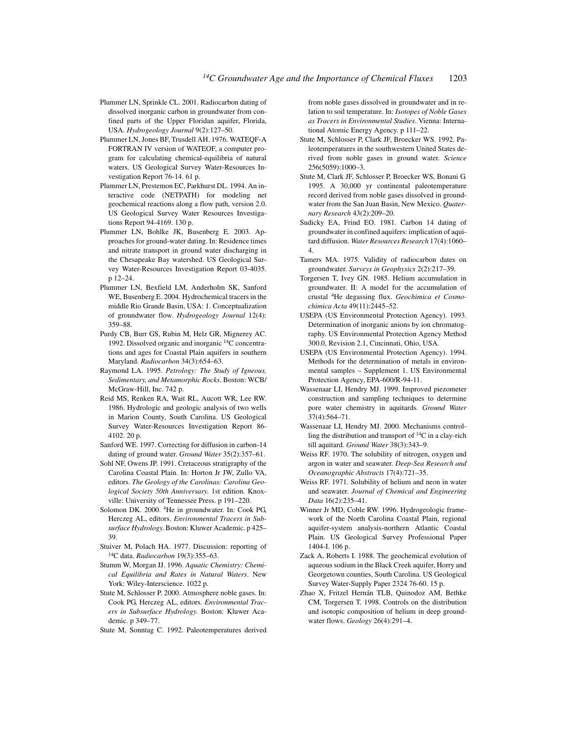Plummer LN, Sprinkle CL. 2001. Radiocarbon dating of dissolved inorganic carbon in groundwater from confined parts of the Upper Floridan aquifer, Florida, USA. *Hydrogeology Journal* 9(2):127–50.

Plummer LN, Jones BF, Trusdell AH. 1976. WATEQF-A FORTRAN IV version of WATEOF, a computer program for calculating chemical-equilibria of natural waters. US Geological Survey Water-Resources Investigation Report 76-14. 61 p.

Plummer LN, Prestemon EC, Parkhurst DL. 1994. An interactive code (NETPATH) for modeling net geochemical reactions along a flow path, version 2.0. US Geological Survey Water Resources Investigations Report 94-4169. 130 p.

Plummer LN, Bohlke JK, Busenberg E. 2003. Approaches for ground-water dating. In: Residence times and nitrate transport in ground water discharging in the Chesapeake Bay watershed. US Geological Survey Water-Resources Investigation Report 03-4035. p 12–24.

Plummer LN, Bexfield LM, Anderholm SK, Sanford WE, Busenberg E. 2004. Hydrochemical tracers in the middle Rio Grande Basin, USA: 1. Conceptualization of groundwater flow. *Hydrogeology Journal* 12(4): 359–88.

Purdy CB, Burr GS, Rubin M, Helz GR, Mignerey AC. 1992. Dissolved organic and inorganic $^{14}C$ concentrations and ages for Coastal Plain aquifers in southern Maryland. *Radiocarbon* 34(3):654–63.

Raymond LA. 1995. *Petrology: The Study of Igneous, Sedimentary, and Metamorphic Rocks*. Boston: WCB/McGraw-Hill, Inc. 742 p.

Reid MS, Renken RA, Wait RL, Aucott WR, Lee RW. 1986. Hydrologic and geologic analysis of two wells in Marion County, South Carolina. US Geological Survey Water-Resources Investigation Report 86-4102. 20 p.

Sanford WE. 1997. Correcting for diffusion in carbon-14 dating of ground water. *Ground Water* 35(2):357–61.

Sohl NF, Owens JP. 1991. Cretaceous stratigraphy of the Carolina Coastal Plain. In: Horton Jr JW, Zullo VA, editors. *The Geology of the Carolinas: Carolina Geological Society 50th Anniversary.* 1st edition. Knoxville: University of Tennessee Press. p 191–220.

Solomon DK. 2000. $^{4}He$ in groundwater. In: Cook PG, Herczeg AL, editors. *Environmental Tracers in Subsurface Hydrology.* Boston: Kluwer Academic. p 425–39.

Stuiver M, Polach HA. 1977. Discussion: reporting of $^{14}C$ data. *Radiocarbon* 19(3):355–63.

Stumm W, Morgan JJ. 1996. *Aquatic Chemistry: Chemical Equilibria and Rates in Natural Waters*. New York: Wiley-Interscience. 1022 p.

Stute M, Schlosser P. 2000. Atmosphere noble gases. In: Cook PG, Herczeg AL, editors. *Environmental Tracers in Subsurface Hydrology.* Boston: Kluwer Academic. p 349–77.

Stute M, Sonntag C. 1992. Paleotemperatures derived from noble gases dissolved in groundwater and in relation to soil temperature. In: *Isotopes of Noble Gases as Tracers in Environmental Studies*. Vienna: International Atomic Energy Agency. p 111–22.

Stute M, Schlosser P, Clark JF, Broecker WS. 1992. Paleotemperatures in the southwestern United States derived from noble gases in ground water. *Science* 256(5059):1000–3.

Stute M, Clark JF, Schlosser P, Broecker WS, Bonani G. 1995. A 30,000 yr continental paleotemperature record derived from noble gases dissolved in groundwater from the San Juan Basin, New Mexico. *Quaternary Research* 43(2):209–20.

Sudicky EA, Frind EO. 1981. Carbon 14 dating of groundwater in confined aquifers: implication of aquitard diffusion. *Water Resources Research* 17(4):1060–4.

Tamers MA. 1975. Validity of radiocarbon dates on groundwater. *Surveys in Geophysics* 2(2):217–39.

Torgersen T, Ivey GN. 1985. Helium accumulation in groundwater. II: A model for the accumulation of crustal $^{4}He$ degassing flux. *Geochimica et Cosmochimica Acta* 49(11):2445–52.

USEPA (US Environmental Protection Agency). 1993. Determination of inorganic anions by ion chromatography. US Environmental Protection Agency Method 300.0, Revision 2.1, Cincinnati, Ohio, USA.

USEPA (US Environmental Protection Agency). 1994. Methods for the determination of metals in environmental samples – Supplement 1. US Environmental Protection Agency, EPA-600/R-94-11.

Wassenaar LI, Hendry MJ. 1999. Improved piezometer construction and sampling techniques to determine pore water chemistry in aquitards. *Ground Water* 37(4):564–71.

Wassenaar LI, Hendry MJ. 2000. Mechanisms controlling the distribution and transport of $^{14}C$ in a clay-rich till aquitard. *Ground Water* 38(3):343–9.

Weiss RF. 1970. The solubility of nitrogen, oxygen and argon in water and seawater. *Deep-Sea Research and Oceanographic Abstracts* 17(4):721–35.

Weiss RF. 1971. Solubility of helium and neon in water and seawater. *Journal of Chemical and Engineering Data* 16(2):235–41.

Winner Jr MD, Coble RW. 1996. Hydrogeologic framework of the North Carolina Coastal Plain, regional aquifer-system analysis-northern Atlantic Coastal Plain. US Geological Survey Professional Paper 1404-I. 106 p.

Zack A, Roberts I. 1988. The geochemical evolution of aqueous sodium in the Black Creek aquifer, Horry and Georgetown counties, South Carolina. US Geological Survey Water-Supply Paper 2324 76-60. 15 p.

Zhao X, Fritzel Hernán TLB, Quinodoz AM, Bethke CM, Torgersen T. 1998. Controls on the distribution and isotopic composition of helium in deep groundwater flows. *Geology* 26(4):291–4.